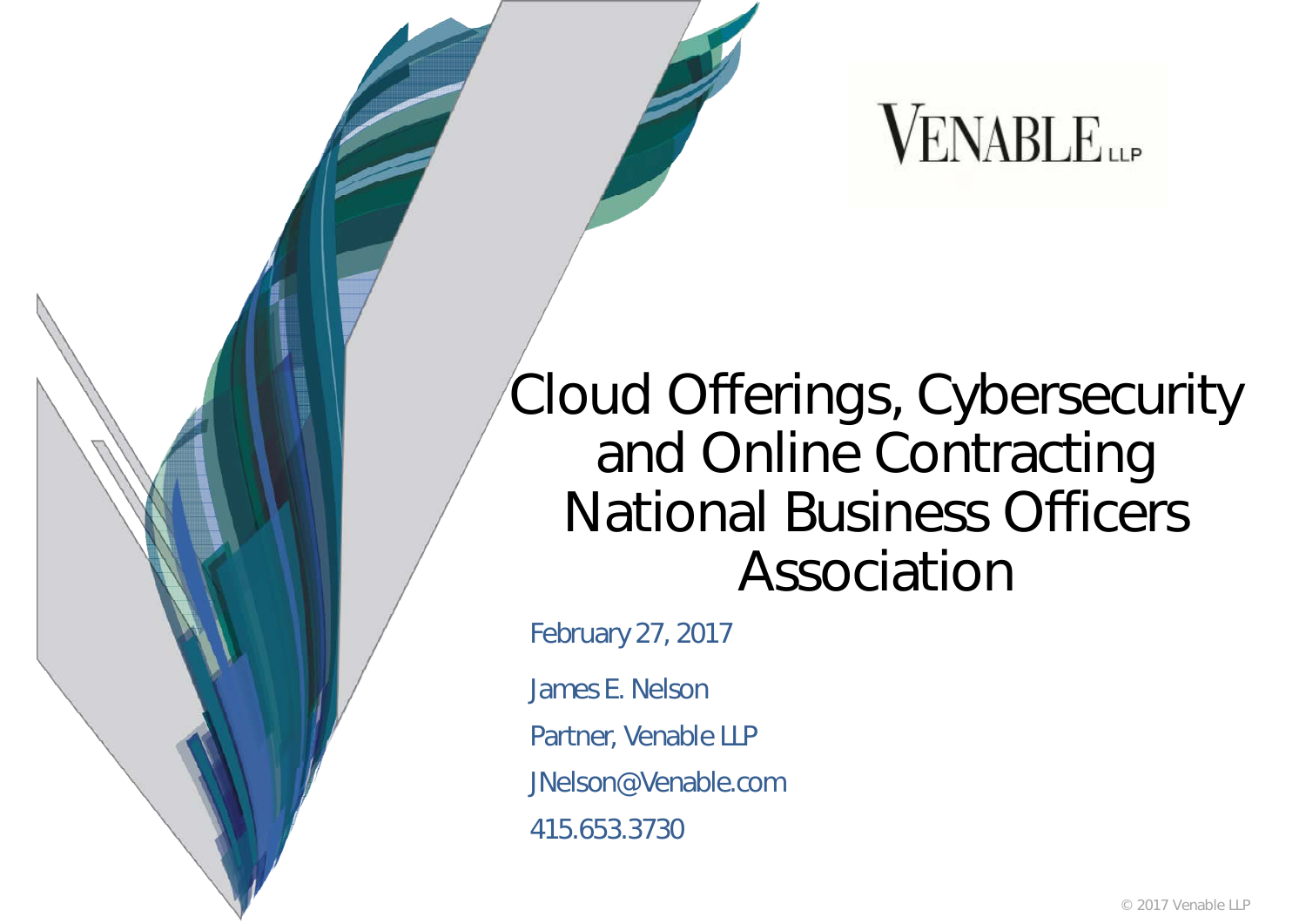VENABLE LLP

# Cloud Offerings, Cybersecurity and Online Contracting National Business Officers Association

February 27, 2017

James E. Nelson

Partner, Venable LLP

JNelson@Venable.com

415.653.3730

© 2017 Venable LLP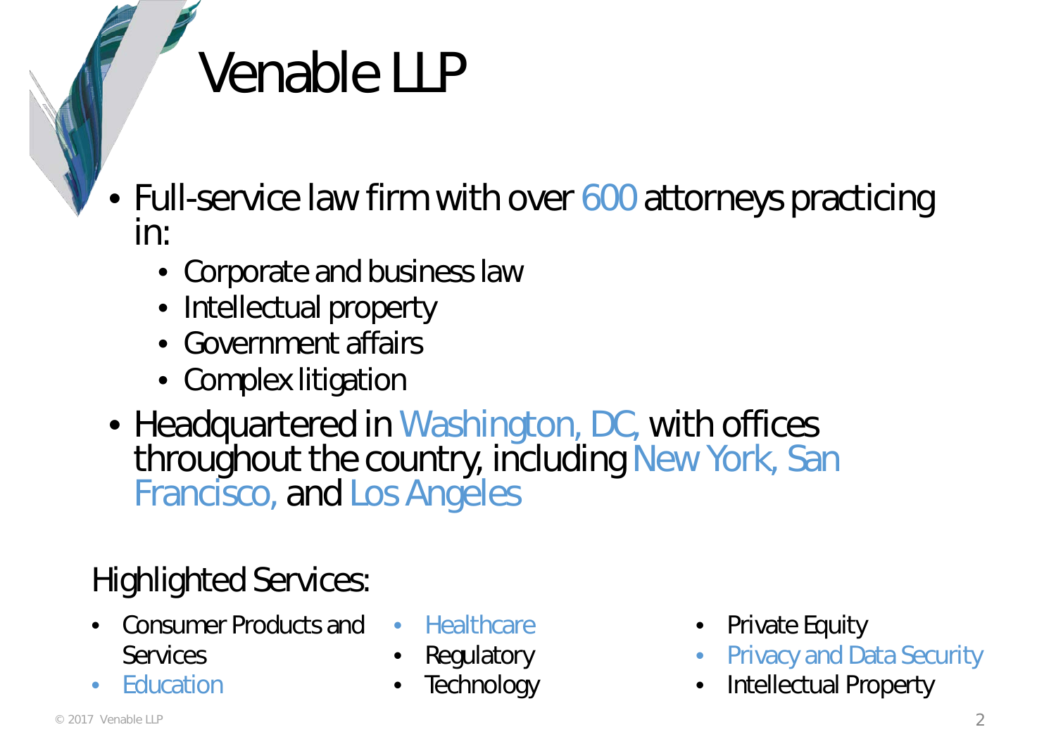# Venable LLP

- Full-service law firm with over 600 attorneys practicing in:
  - Corporate and business law
  - Intellectual property
  - Government affairs
  - Complex litigation
- Headquartered in Washington, DC, with offices throughout the country, including New York, San Francisco, and Los Angeles

Highlighted Services:

- Consumer Products and Services
- Education
- Healthcare
- Regulatory
- Technology
- Private Equity
- Privacy and Data Security
- Intellectual Property

© 2017 Venable LLP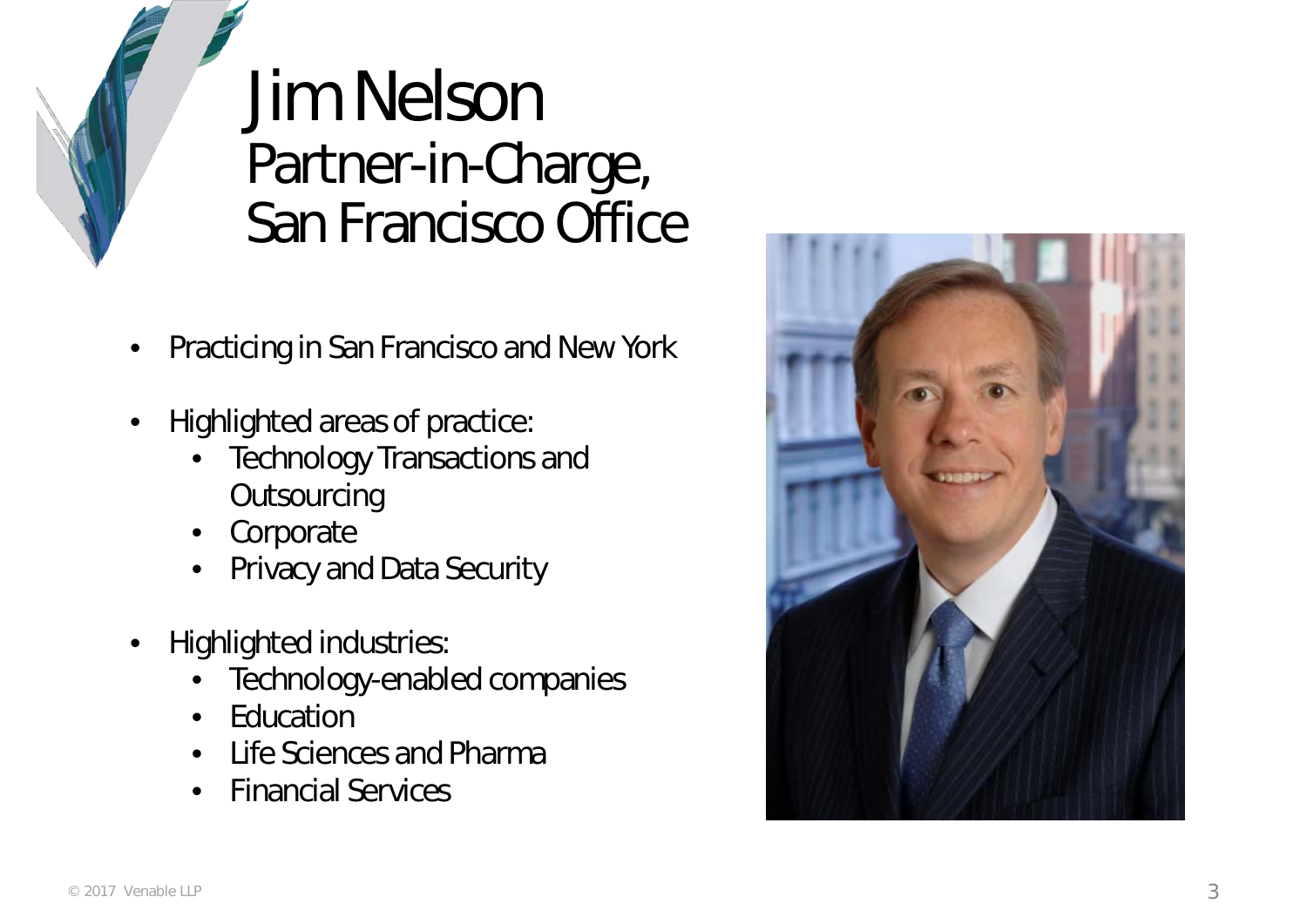# Jim Nelson

## Partner-in-Charge, San Francisco Office

- Practicing in San Francisco and New York
- Highlighted areas of practice:
  - Technology Transactions and Outsourcing
  - Corporate
  - Privacy and Data Security
- Highlighted industries:
  - Technology-enabled companies
  - Education
  - Life Sciences and Pharma
  - Financial Services

© 2017 Venable LLP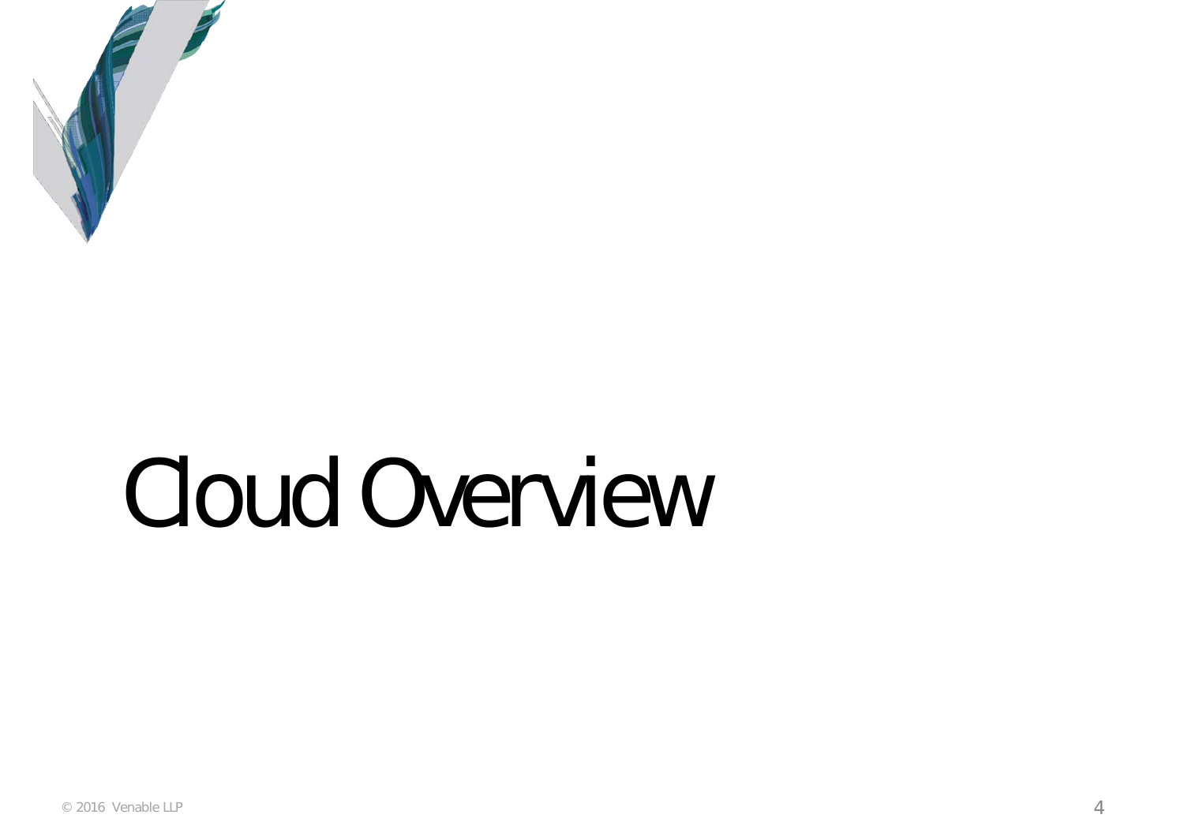# Cloud Overview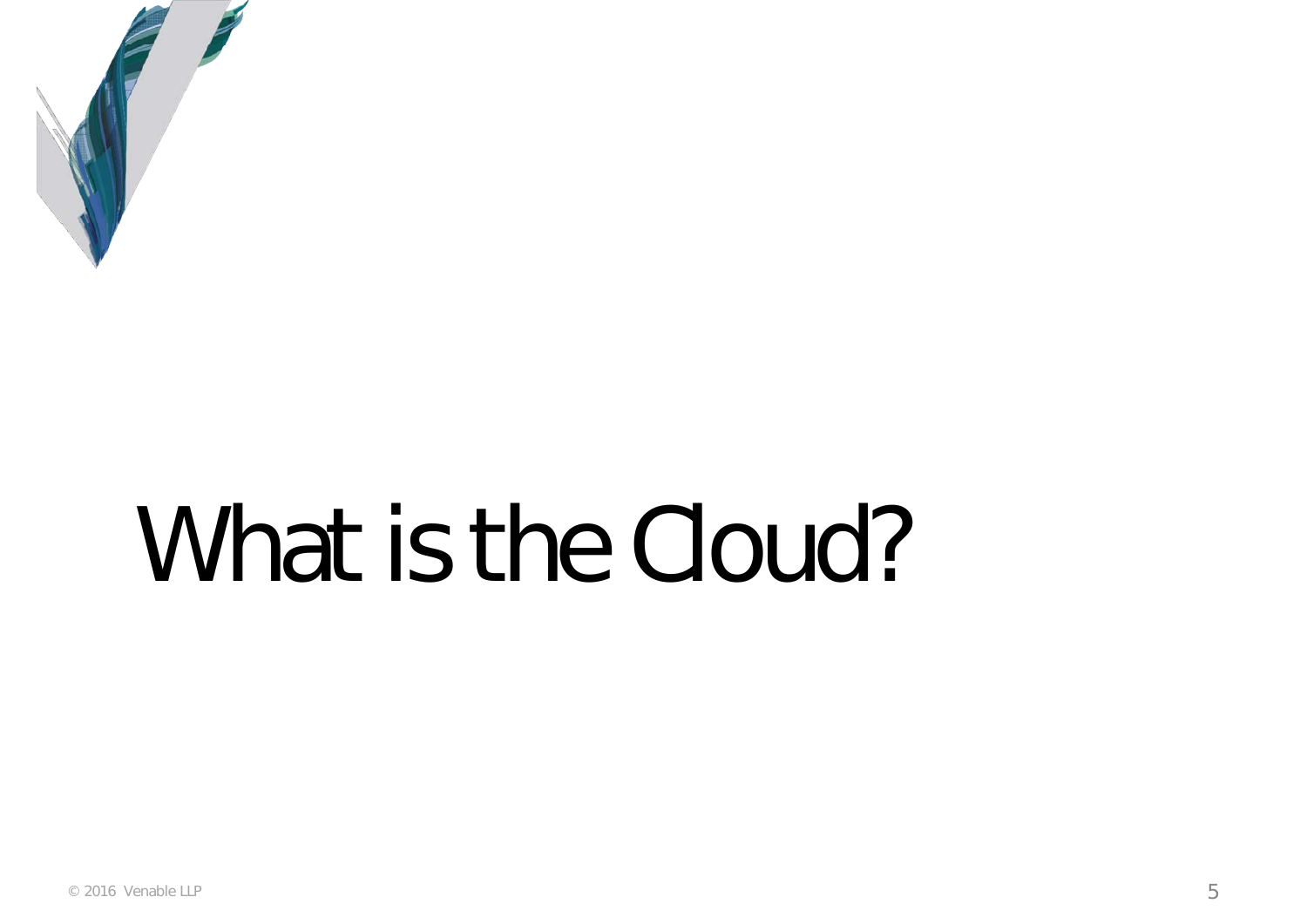# What is the Cloud?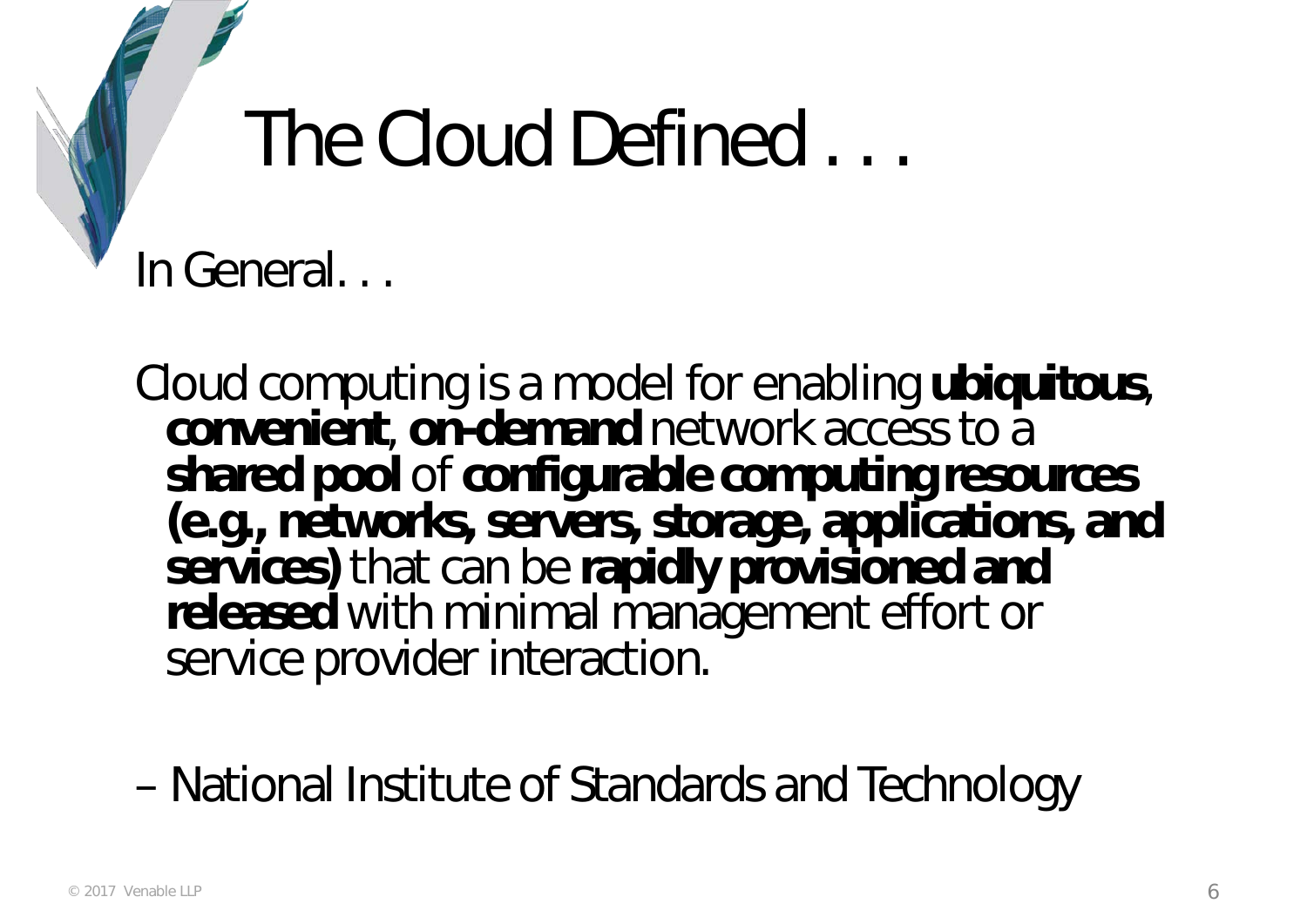# The Cloud Defined . . .

In General. . .

Cloud computing is a model for enabling **ubiquitous**, **convenient**, **on-demand** network access to a **shared pool** of **configurable computing resources (e.g., networks, servers, storage, applications, and services)** that can be **rapidly provisioned and released** with minimal management effort or service provider interaction.

– National Institute of Standards and Technology

© 2017 Venable LLP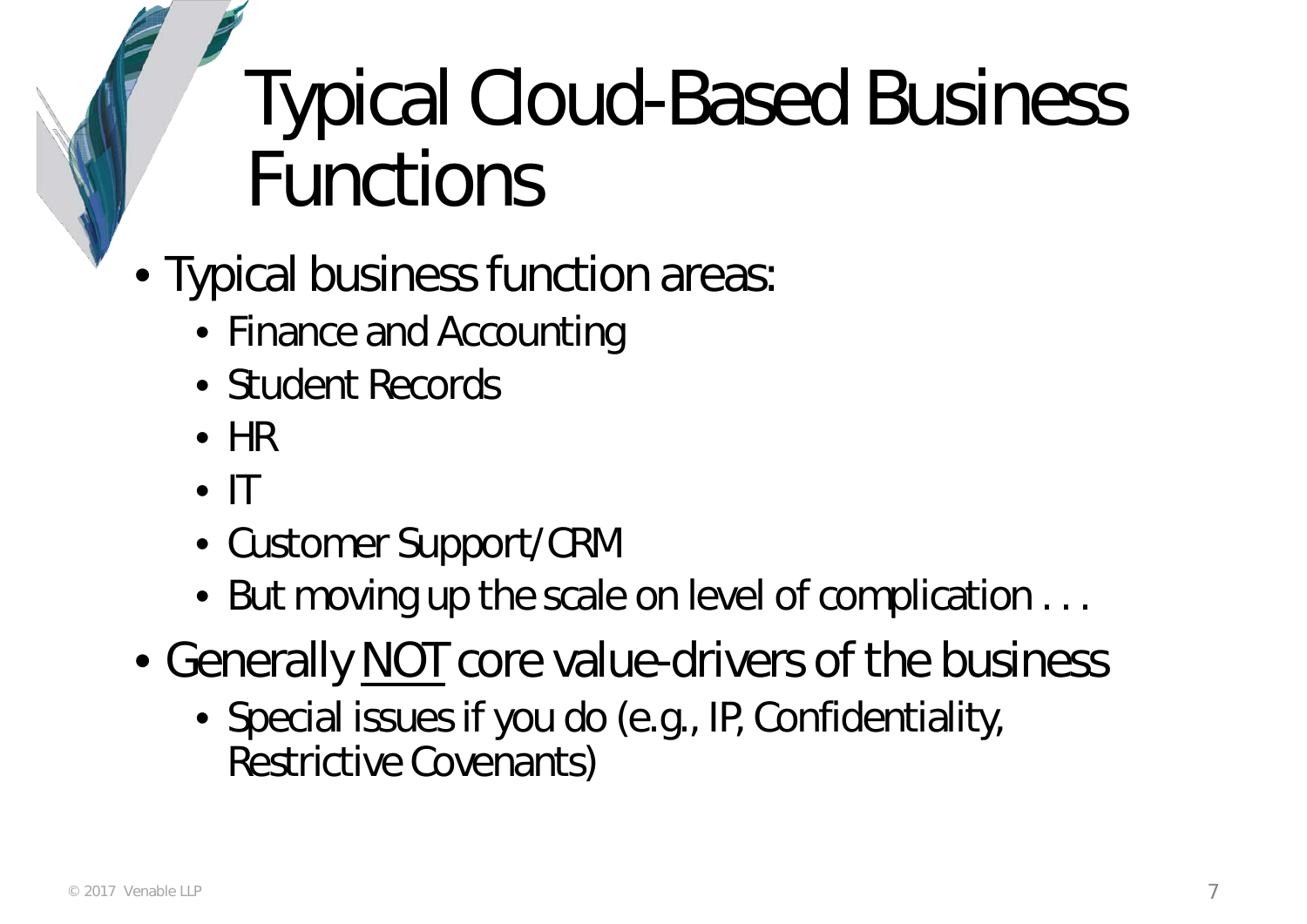# Typical Cloud-Based Business Functions

- Typical business function areas:
  - Finance and Accounting
  - Student Records
  - HR
  - IT
  - Customer Support/CRM
  - But moving up the scale on level of complication . . .
- Generally <u>NOT</u> core value-drivers of the business
  - Special issues if you do (e.g., IP, Confidentiality, Restrictive Covenants)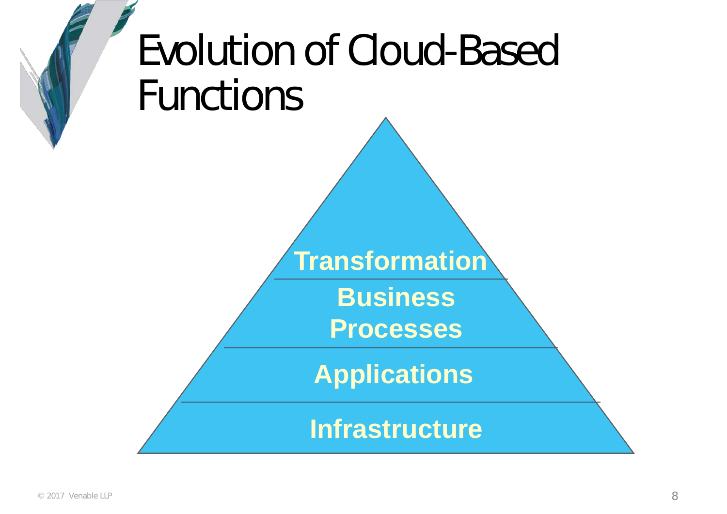# Evolution of Cloud-Based Functions

- Transformation
- Business Processes
- Applications
- Infrastructure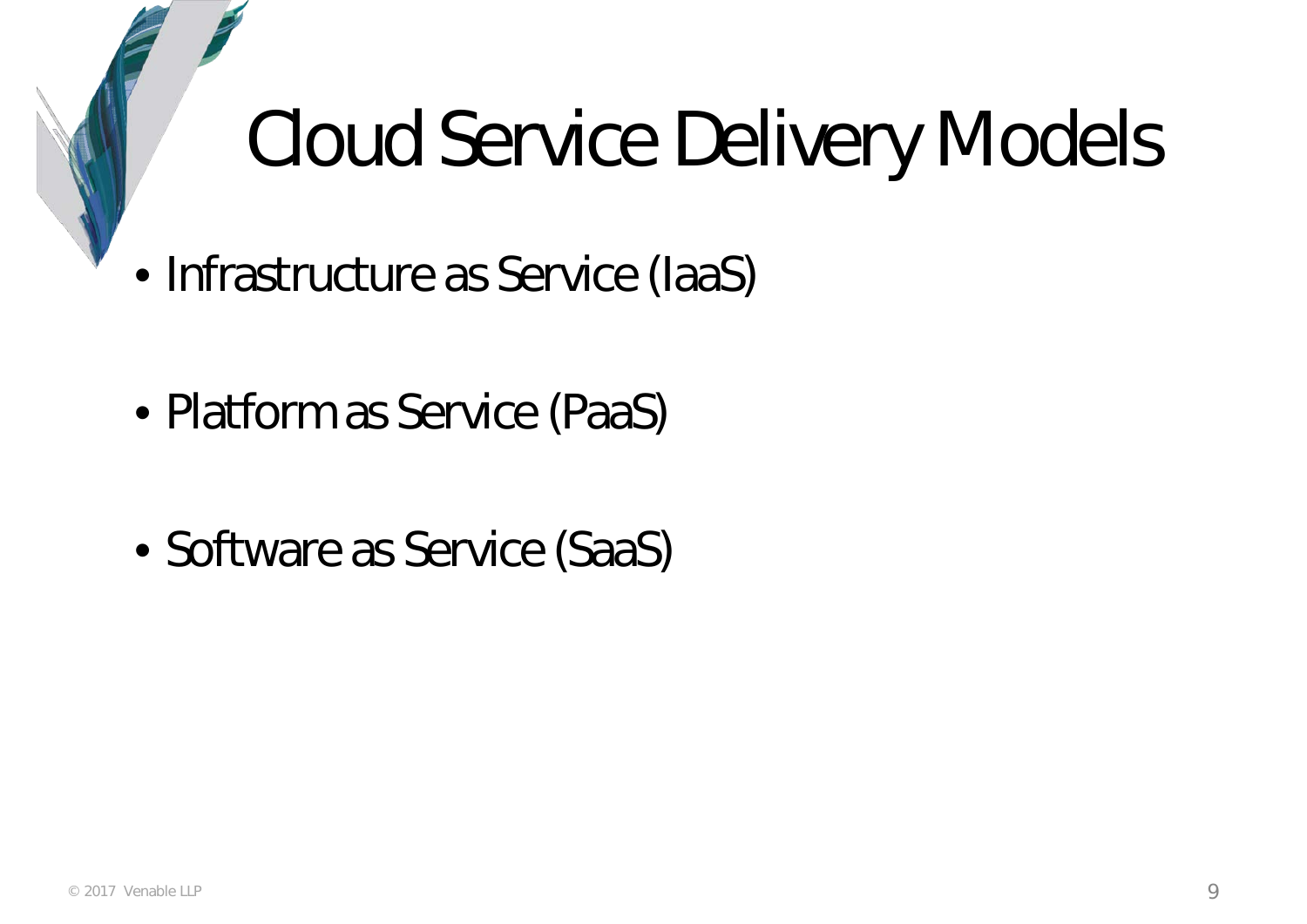# Cloud Service Delivery Models

- Infrastructure as Service (IaaS)
- Platform as Service (PaaS)
- Software as Service (SaaS)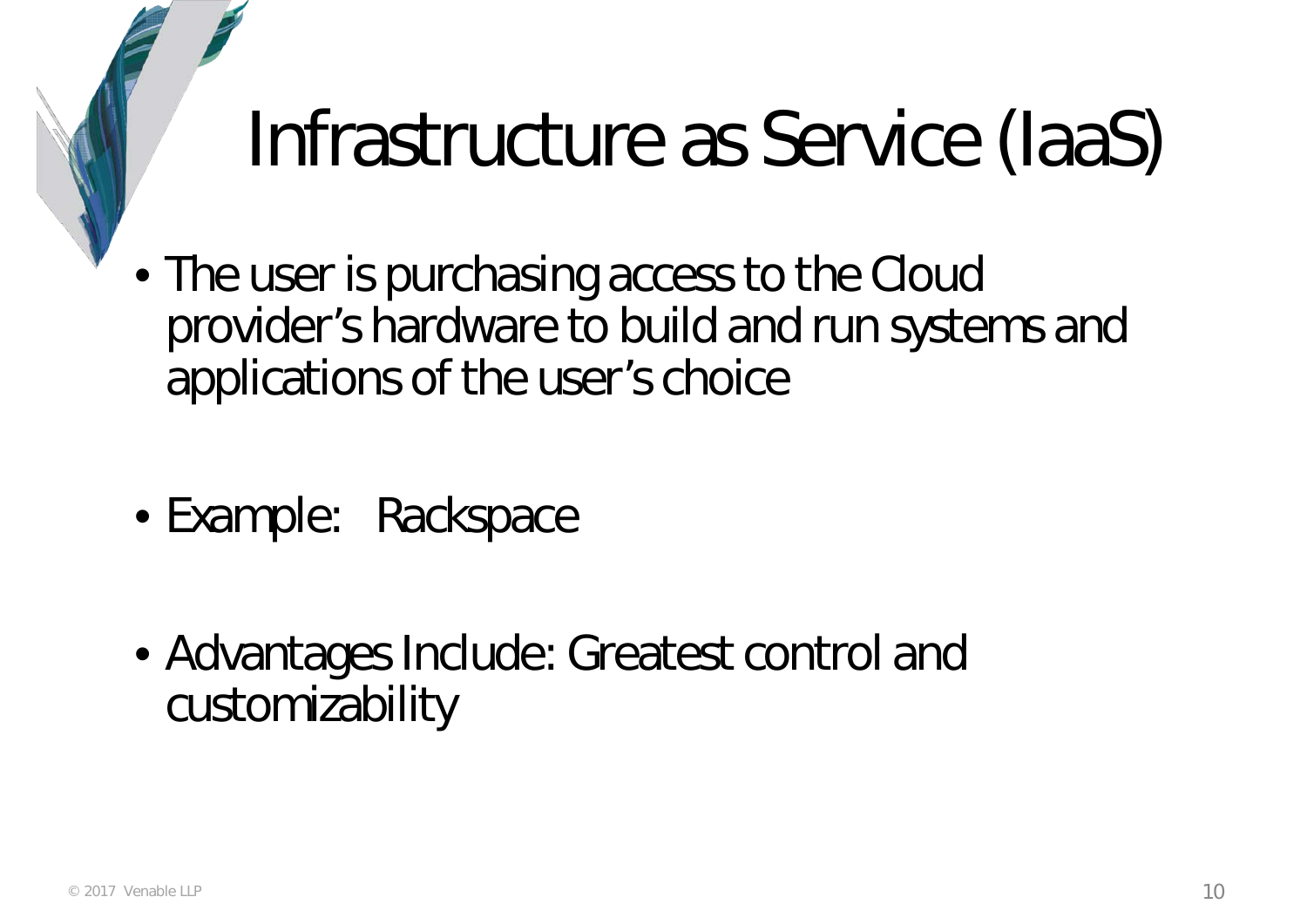# Infrastructure as Service (IaaS)

- The user is purchasing access to the Cloud provider's hardware to build and run systems and applications of the user's choice

- Example: Rackspace

- Advantages Include: Greatest control and customizability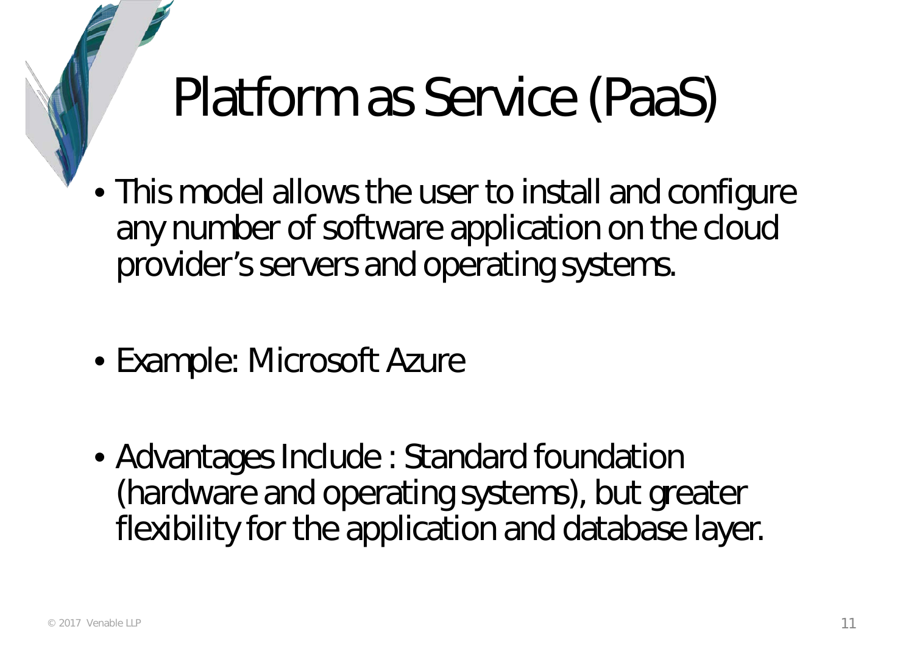# Platform as Service (PaaS)

- This model allows the user to install and configure any number of software application on the cloud provider's servers and operating systems.
- Example: Microsoft Azure
- Advantages Include : Standard foundation (hardware and operating systems), but greater flexibility for the application and database layer.

© 2017 Venable LLP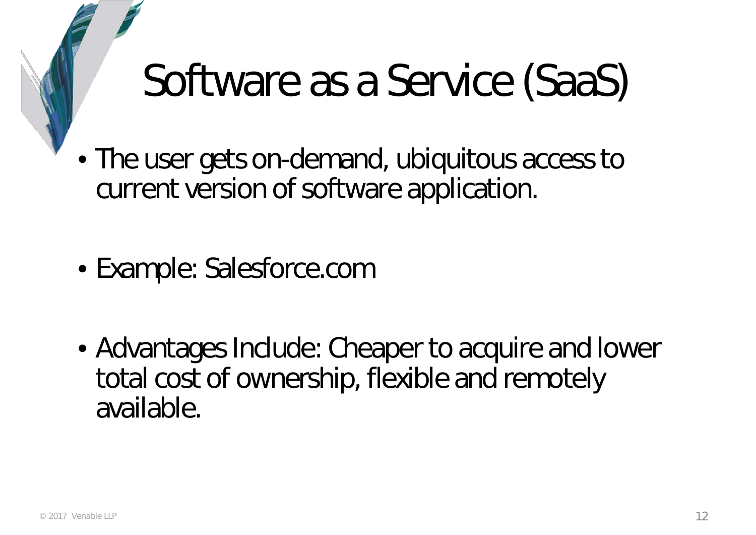# Software as a Service (SaaS)

- The user gets on-demand, ubiquitous access to current version of software application.

- Example: Salesforce.com

- Advantages Include: Cheaper to acquire and lower total cost of ownership, flexible and remotely available.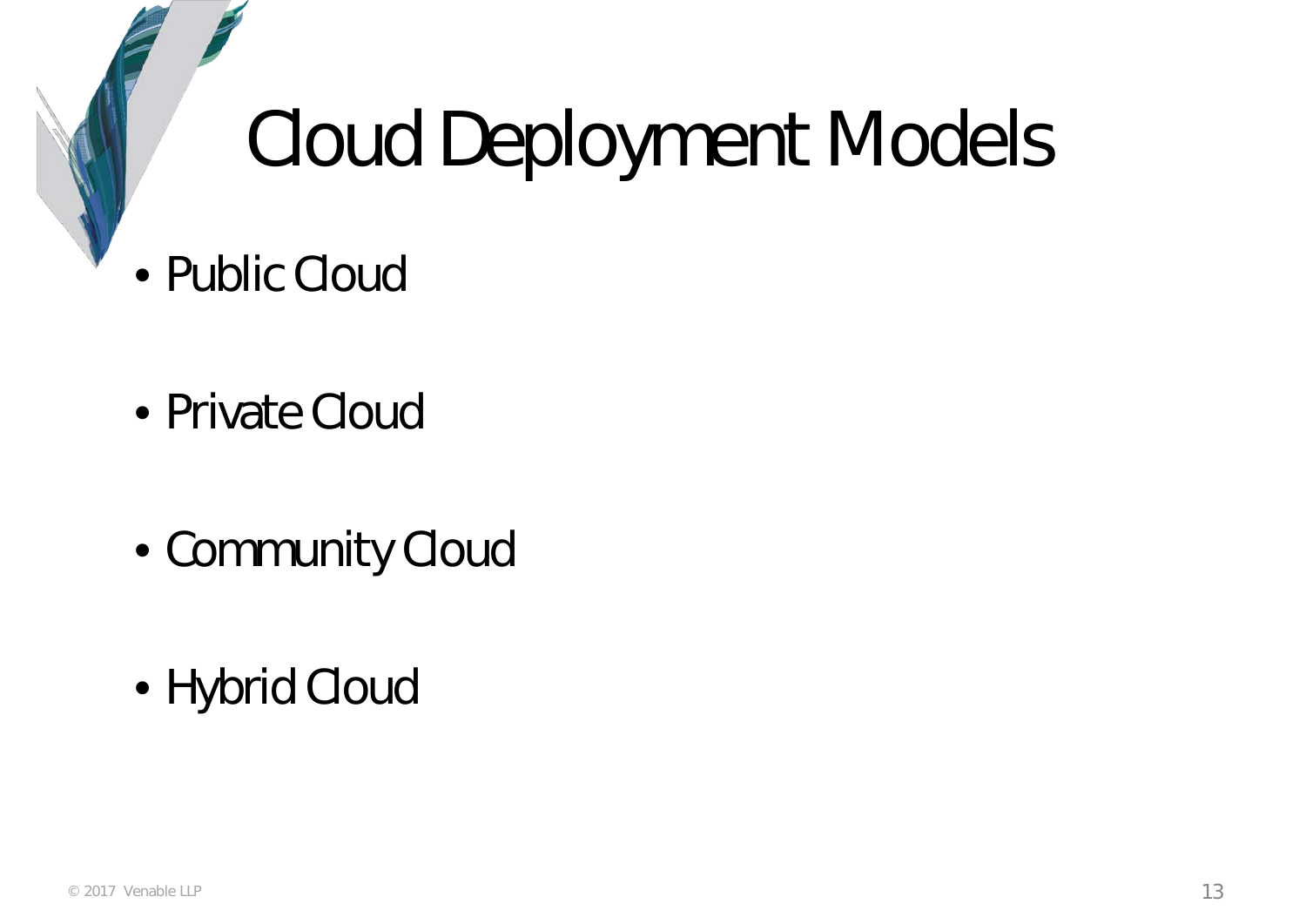# Cloud Deployment Models

- Public Cloud
- Private Cloud
- Community Cloud
- Hybrid Cloud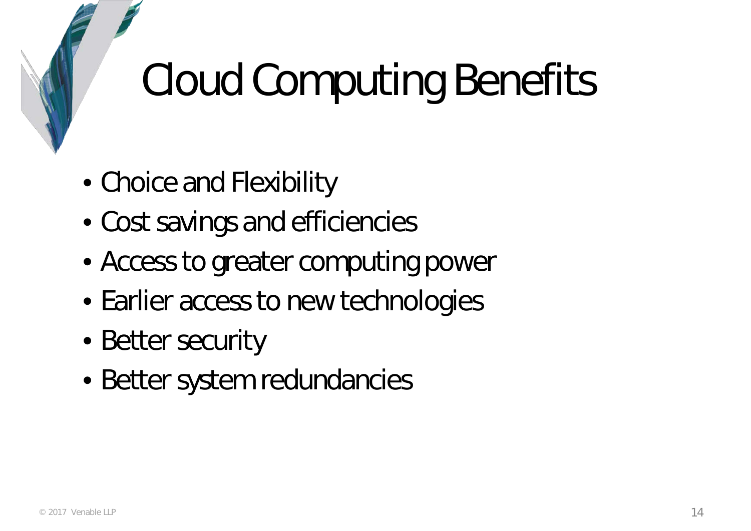# Cloud Computing Benefits

- Choice and Flexibility
- Cost savings and efficiencies
- Access to greater computing power
- Earlier access to new technologies
- Better security
- Better system redundancies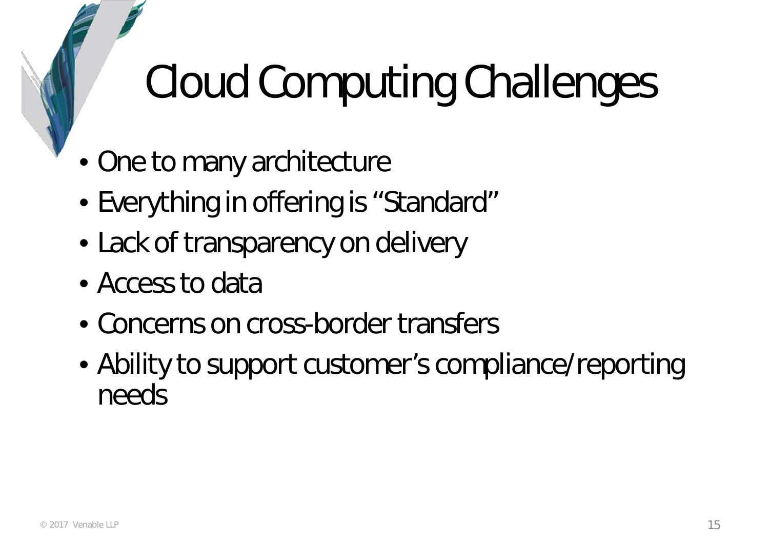# Cloud Computing Challenges

- One to many architecture
- Everything in offering is "Standard"
- Lack of transparency on delivery
- Access to data
- Concerns on cross-border transfers
- Ability to support customer's compliance/reporting needs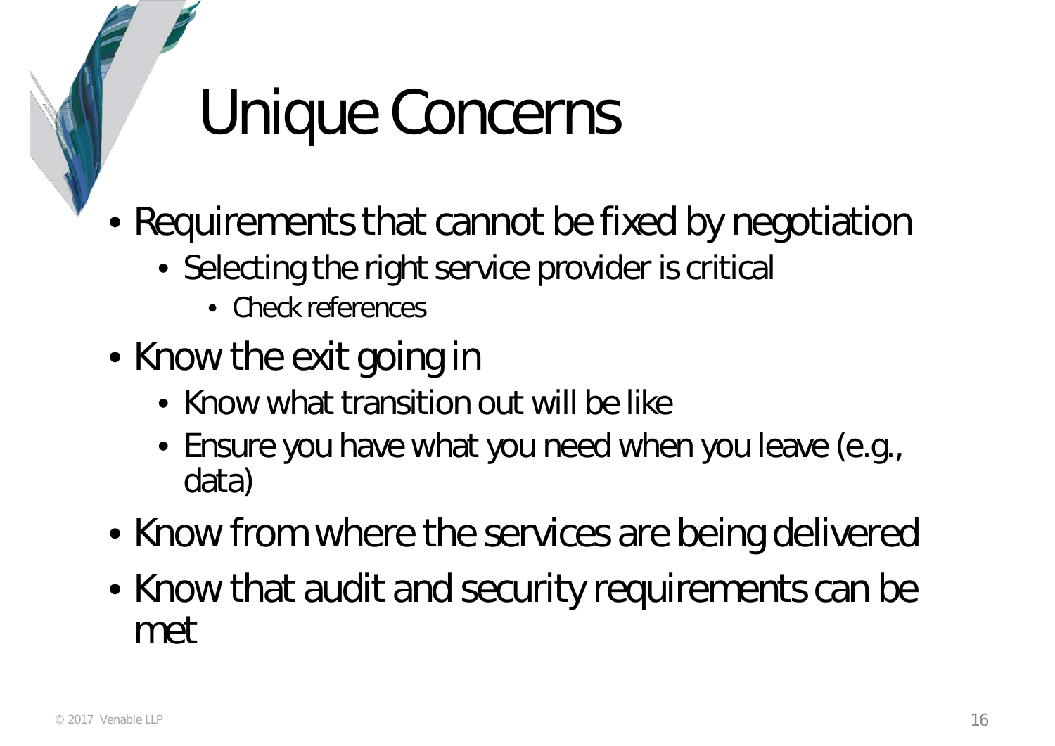# Unique Concerns

- Requirements that cannot be fixed by negotiation
  - Selecting the right service provider is critical
    - Check references
- Know the exit going in
  - Know what transition out will be like
  - Ensure you have what you need when you leave (e.g., data)
- Know from where the services are being delivered
- Know that audit and security requirements can be met

© 2017 Venable LLP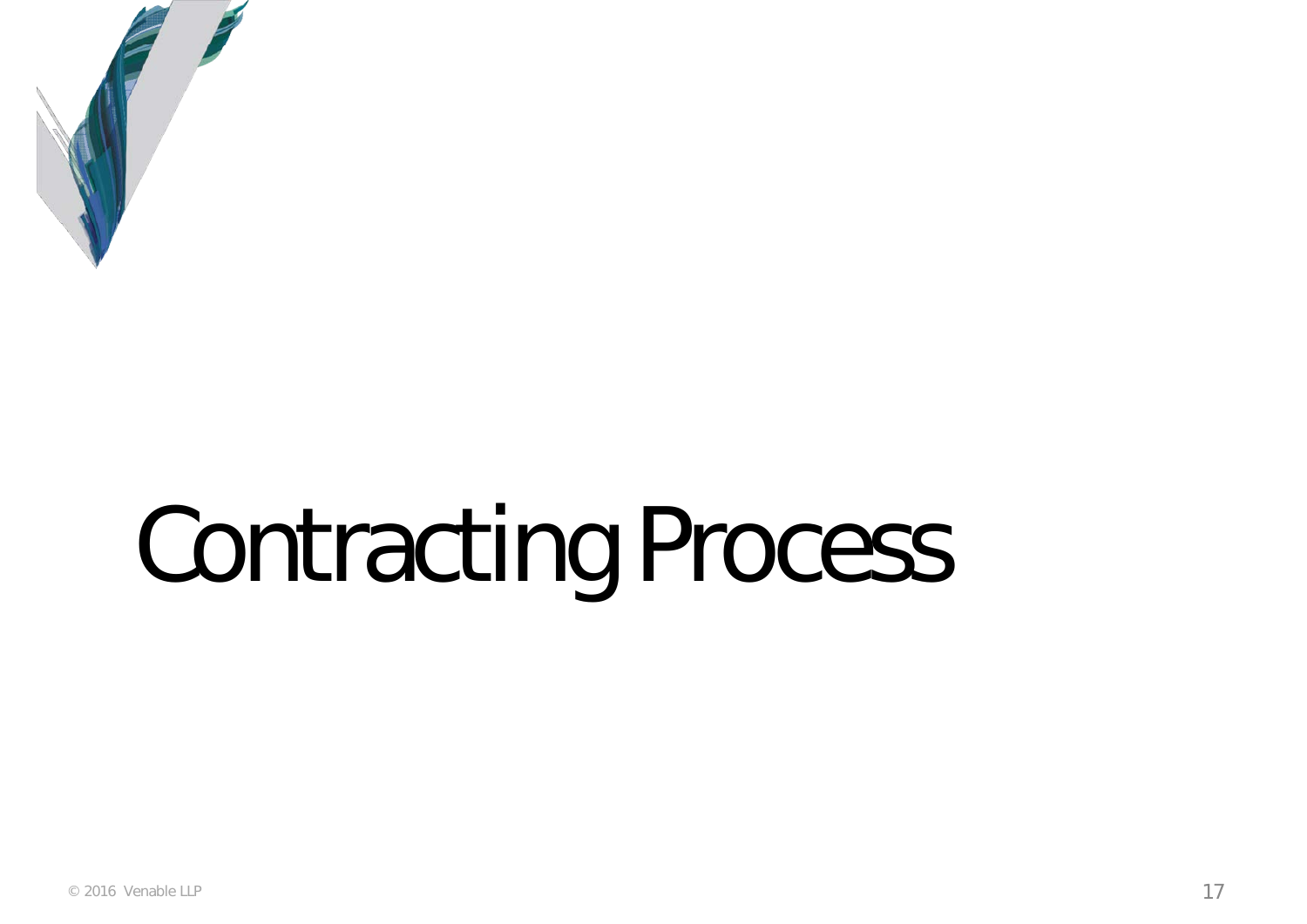# Contracting Process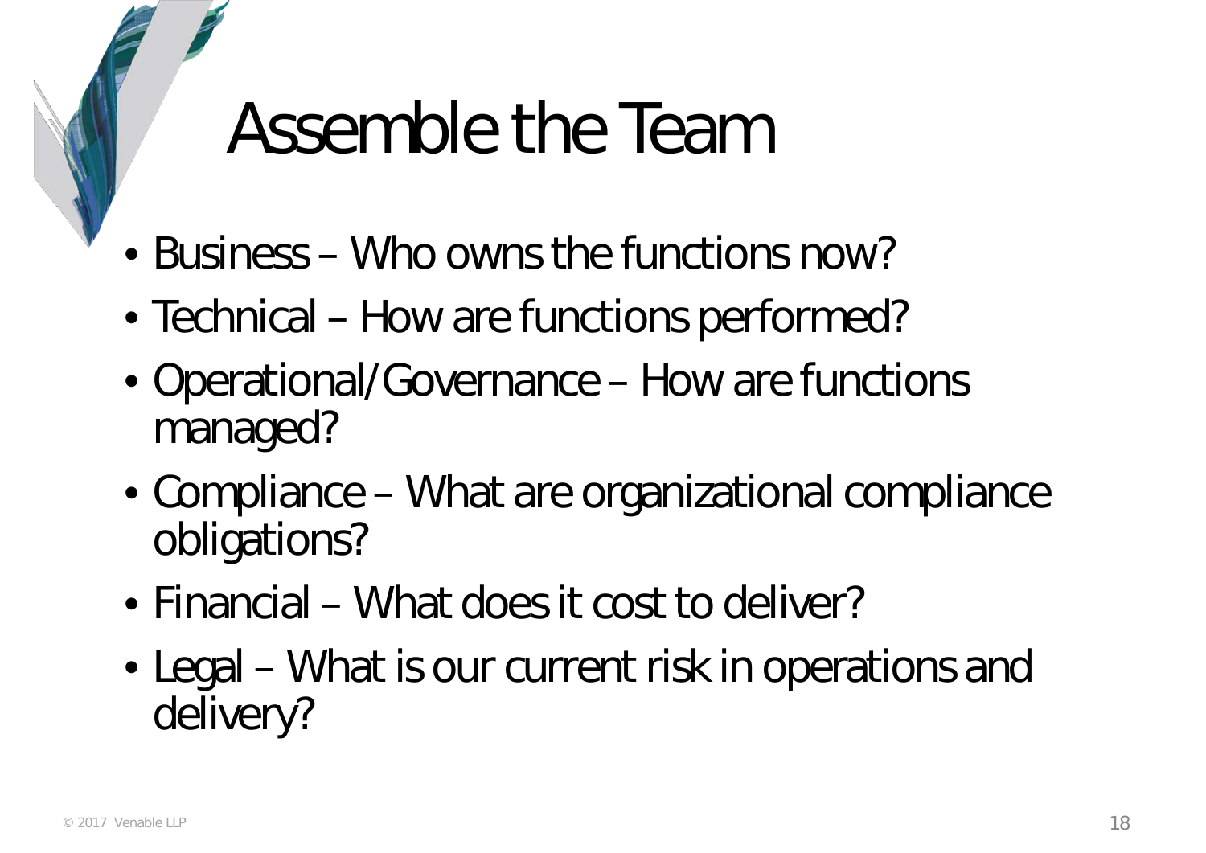# Assemble the Team

- Business – Who owns the functions now?
- Technical – How are functions performed?
- Operational/Governance – How are functions managed?
- Compliance – What are organizational compliance obligations?
- Financial – What does it cost to deliver?
- Legal – What is our current risk in operations and delivery?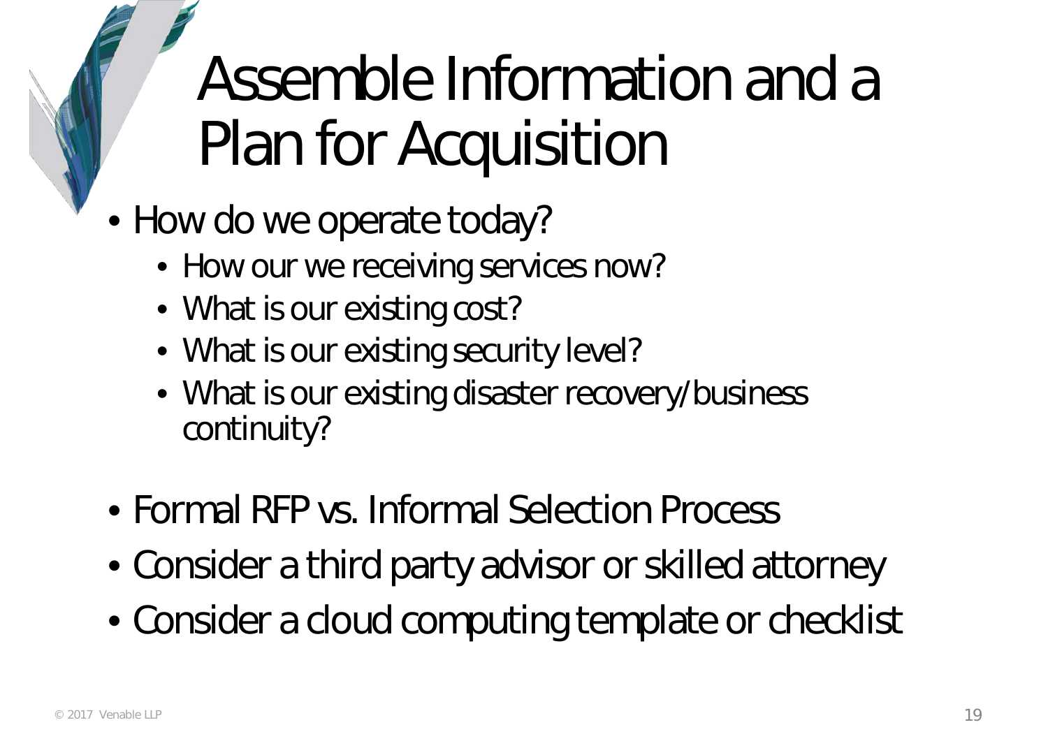# Assemble Information and a Plan for Acquisition

- How do we operate today?
  - How our we receiving services now?
  - What is our existing cost?
  - What is our existing security level?
  - What is our existing disaster recovery/business continuity?
- Formal RFP vs. Informal Selection Process
- Consider a third party advisor or skilled attorney
- Consider a cloud computing template or checklist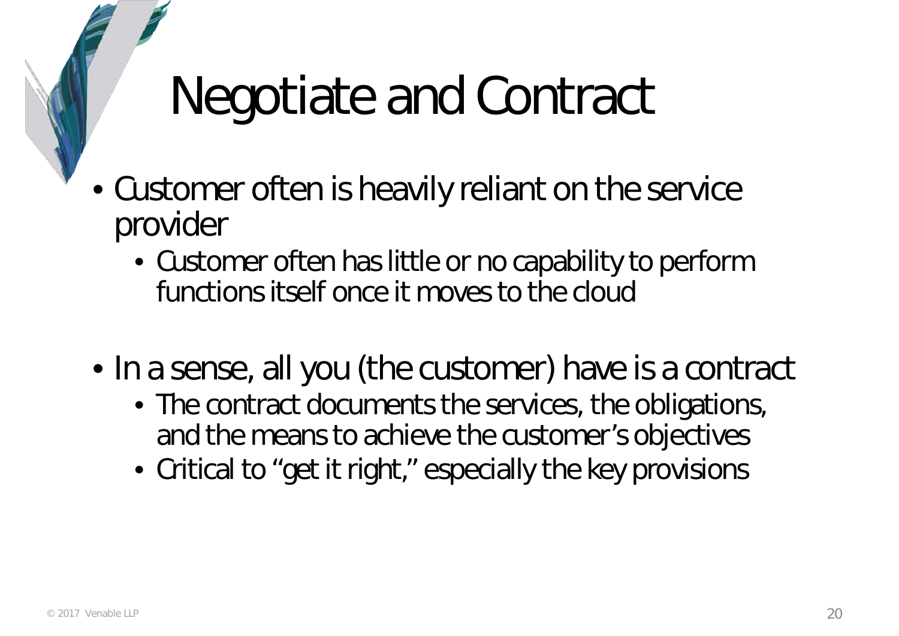# Negotiate and Contract

- Customer often is heavily reliant on the service provider
  - Customer often has little or no capability to perform functions itself once it moves to the cloud

- In a sense, all you (the customer) have is a contract
  - The contract documents the services, the obligations, and the means to achieve the customer's objectives
  - Critical to "get it right," especially the key provisions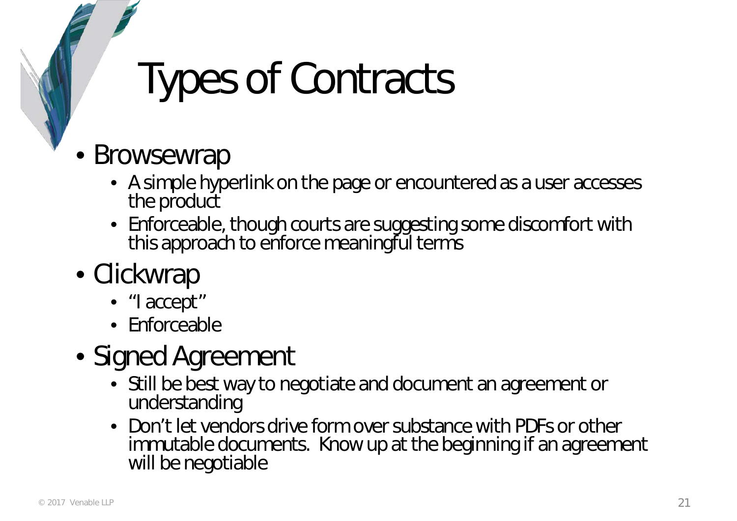# Types of Contracts

- Browsewrap
  - A simple hyperlink on the page or encountered as a user accesses the product
  - Enforceable, though courts are suggesting some discomfort with this approach to enforce meaningful terms
- Clickwrap
  - "I accept"
  - Enforceable
- Signed Agreement
  - Still be best way to negotiate and document an agreement or understanding
  - Don't let vendors drive form over substance with PDFs or other immutable documents. Know up at the beginning if an agreement will be negotiable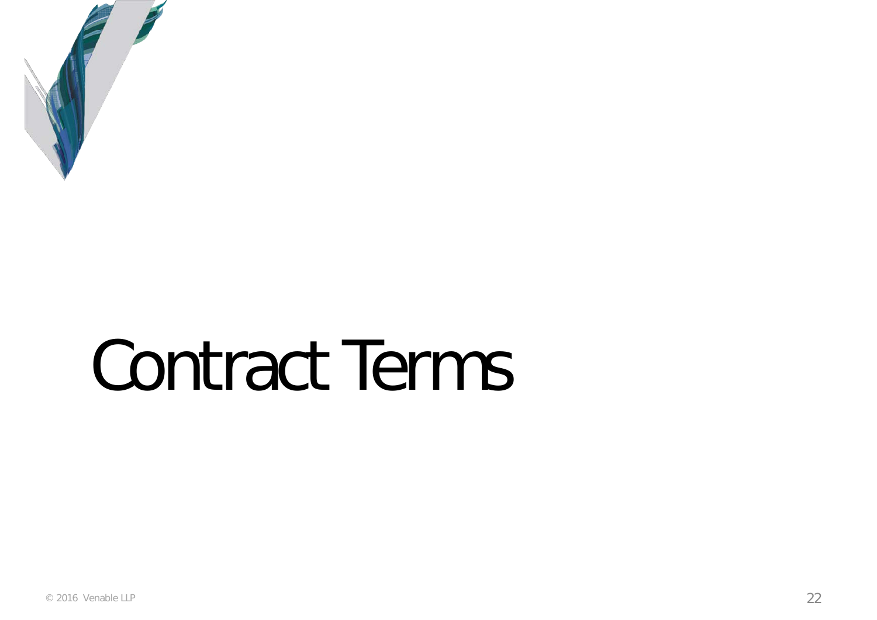# Contract Terms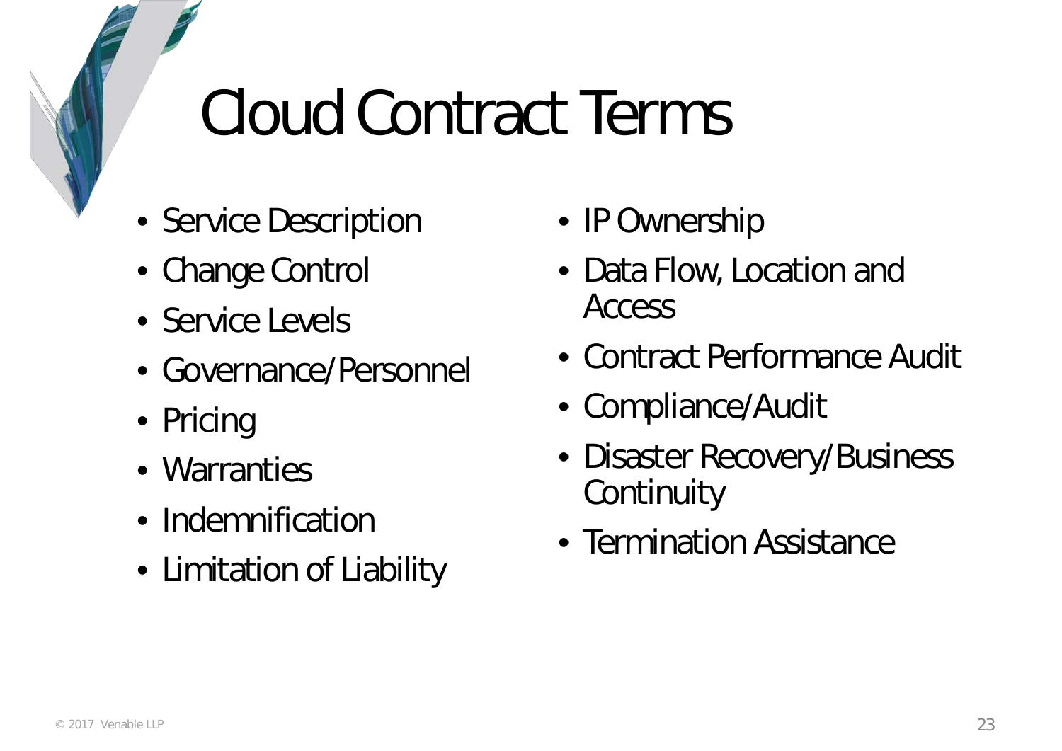# Cloud Contract Terms

- Service Description
- Change Control
- Service Levels
- Governance/Personnel
- Pricing
- Warranties
- Indemnification
- Limitation of Liability
- IP Ownership
- Data Flow, Location and Access
- Contract Performance Audit
- Compliance/Audit
- Disaster Recovery/Business Continuity
- Termination Assistance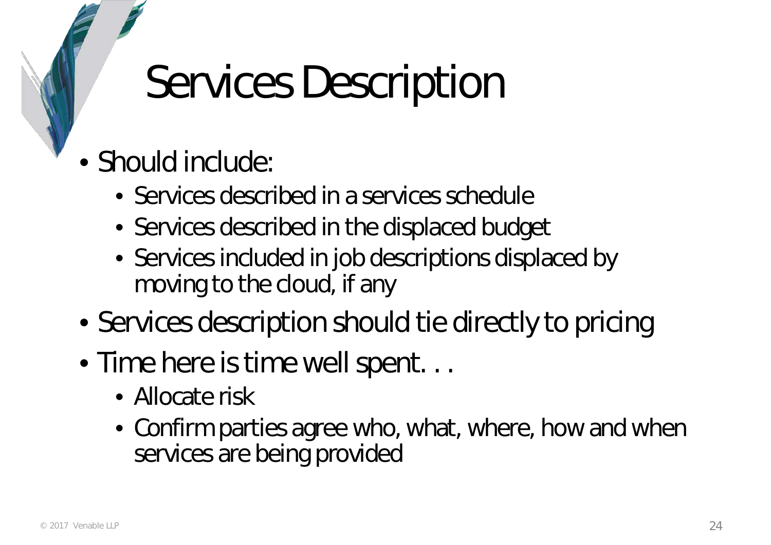# Services Description

- Should include:
  - Services described in a services schedule
  - Services described in the displaced budget
  - Services included in job descriptions displaced by moving to the cloud, if any
- Services description should tie directly to pricing
- Time here is time well spent. . .
  - Allocate risk
  - Confirm parties agree who, what, where, how and when services are being provided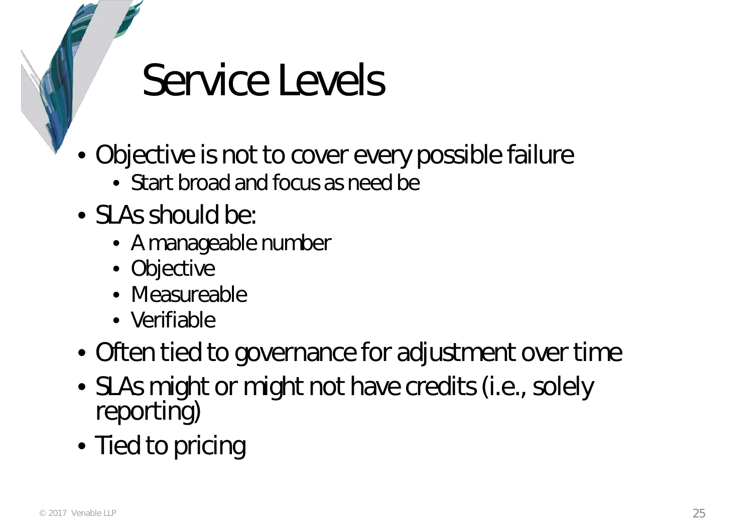# Service Levels

- Objective is not to cover every possible failure
  - Start broad and focus as need be
- SLAs should be:
  - A manageable number
  - Objective
  - Measureable
  - Verifiable
- Often tied to governance for adjustment over time
- SLAs might or might not have credits (i.e., solely reporting)
- Tied to pricing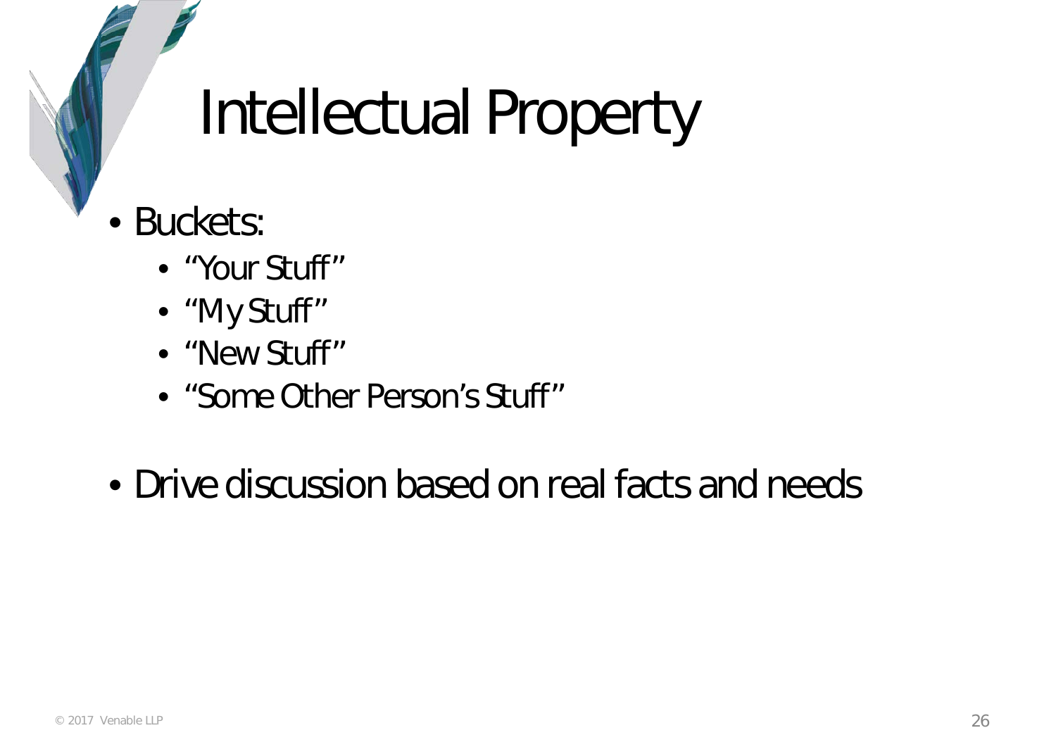# Intellectual Property

- Buckets:
  - "Your Stuff"
  - "My Stuff"
  - "New Stuff"
  - "Some Other Person's Stuff"

- Drive discussion based on real facts and needs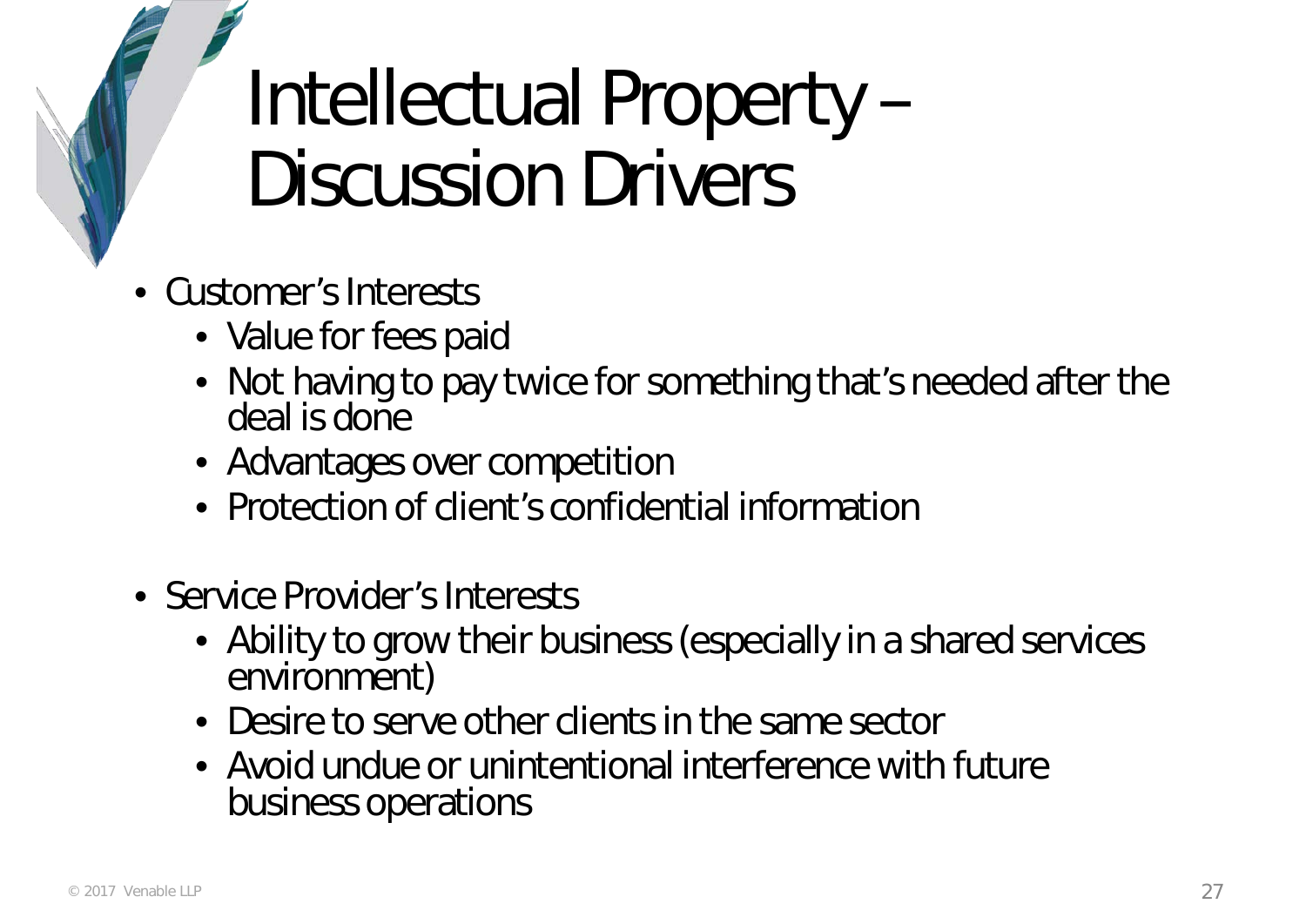# Intellectual Property – Discussion Drivers

- Customer's Interests
  - Value for fees paid
  - Not having to pay twice for something that's needed after the deal is done
  - Advantages over competition
  - Protection of client's confidential information
- Service Provider's Interests
  - Ability to grow their business (especially in a shared services environment)
  - Desire to serve other clients in the same sector
  - Avoid undue or unintentional interference with future business operations

© 2017 Venable LLP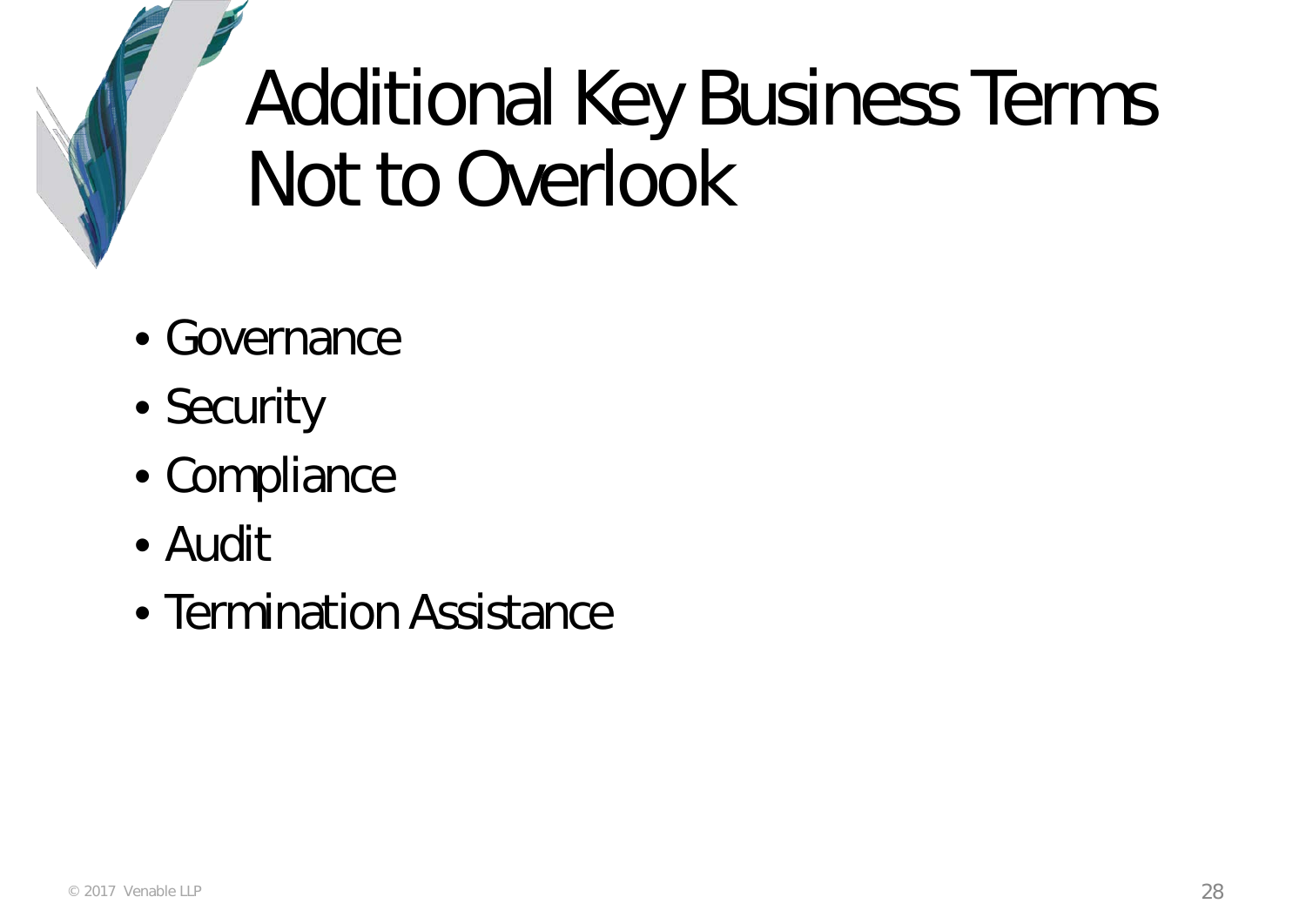# Additional Key Business Terms Not to Overlook

- Governance
- Security
- Compliance
- Audit
- Termination Assistance

© 2017 Venable LLP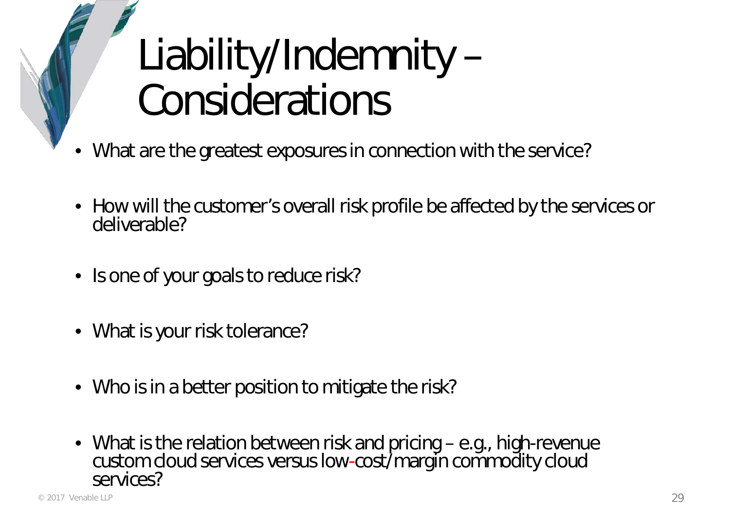# Liability/Indemnity – Considerations

- What are the greatest exposures in connection with the service?
- How will the customer's overall risk profile be affected by the services or deliverable?
- Is one of your goals to reduce risk?
- What is your risk tolerance?
- Who is in a better position to mitigate the risk?
- What is the relation between risk and pricing – e.g., high-revenue custom cloud services versus low-cost/margin commodity cloud services?

© 2017 Venable LLP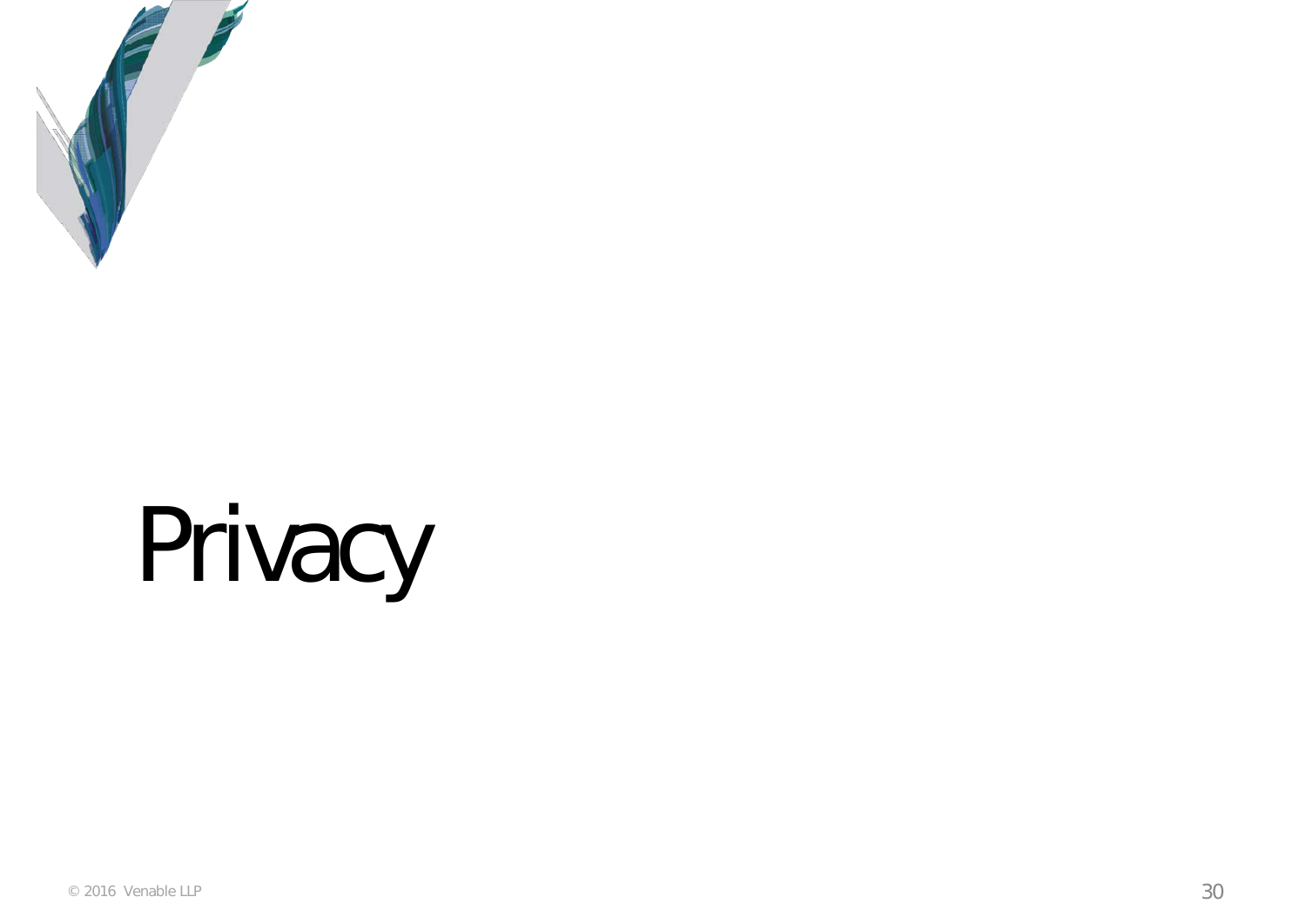# Privacy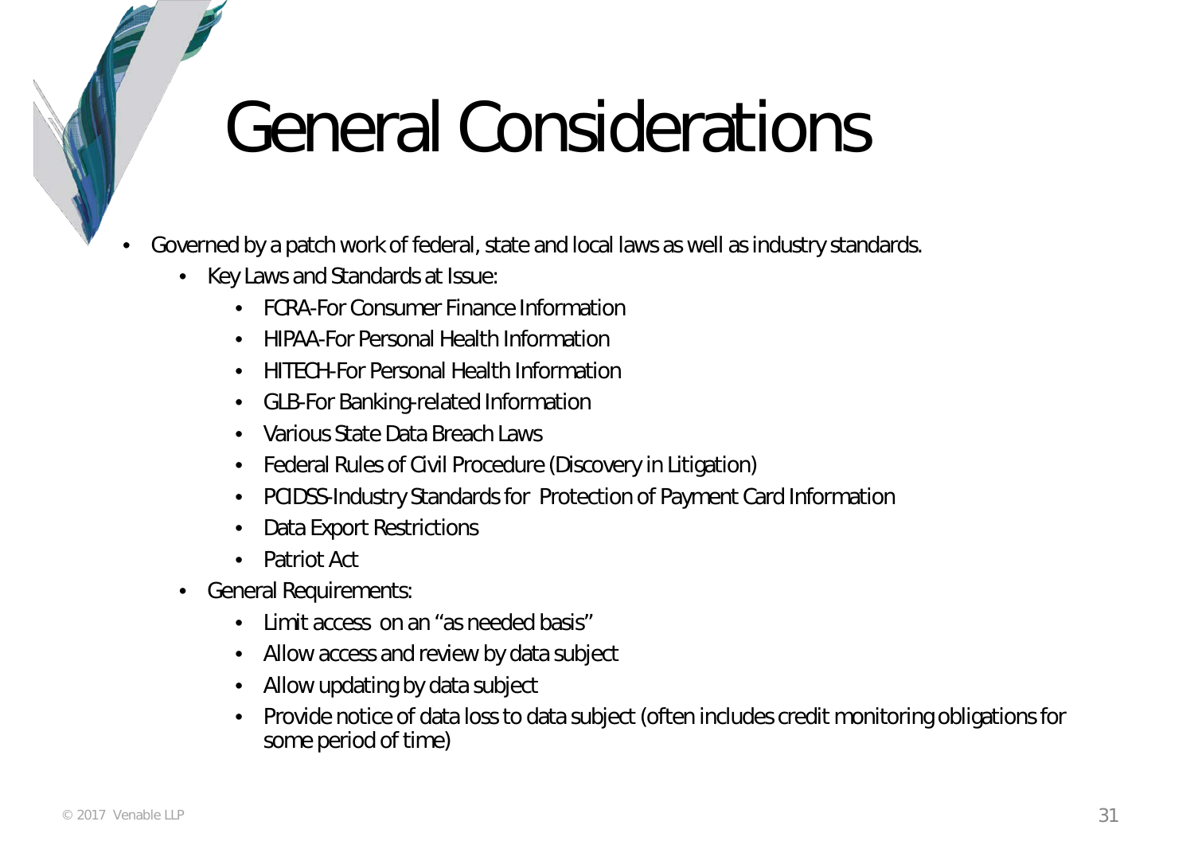# General Considerations

- Governed by a patch work of federal, state and local laws as well as industry standards.
  - Key Laws and Standards at Issue:
    - FCRA-For Consumer Finance Information
    - HIPAA-For Personal Health Information
    - HITECH-For Personal Health Information
    - GLB-For Banking-related Information
    - Various State Data Breach Laws
    - Federal Rules of Civil Procedure (Discovery in Litigation)
    - PCIDSS-Industry Standards for Protection of Payment Card Information
    - Data Export Restrictions
    - Patriot Act
  - General Requirements:
    - Limit access on an "as needed basis"
    - Allow access and review by data subject
    - Allow updating by data subject
    - Provide notice of data loss to data subject (often includes credit monitoring obligations for some period of time)

© 2017 Venable LLP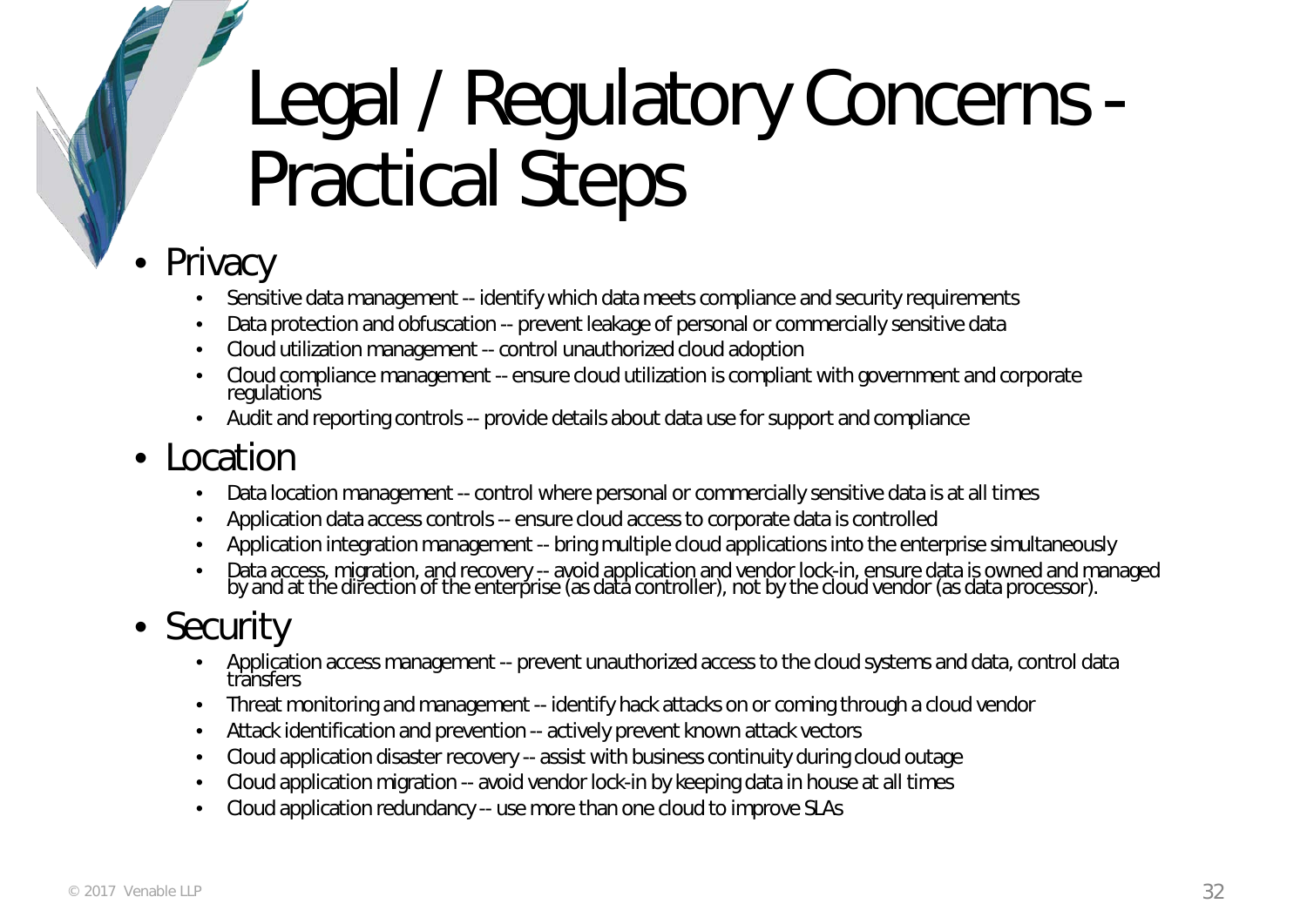# Legal / Regulatory Concerns - Practical Steps

- Privacy
  - Sensitive data management -- identify which data meets compliance and security requirements
  - Data protection and obfuscation -- prevent leakage of personal or commercially sensitive data
  - Cloud utilization management -- control unauthorized cloud adoption
  - Cloud compliance management -- ensure cloud utilization is compliant with government and corporate regulations
  - Audit and reporting controls -- provide details about data use for support and compliance
- Location
  - Data location management -- control where personal or commercially sensitive data is at all times
  - Application data access controls -- ensure cloud access to corporate data is controlled
  - Application integration management -- bring multiple cloud applications into the enterprise simultaneously
  - Data access, migration, and recovery -- avoid application and vendor lock-in, ensure data is owned and managed by and at the direction of the enterprise (as data controller), not by the cloud vendor (as data processor).
- Security
  - Application access management -- prevent unauthorized access to the cloud systems and data, control data transfers
  - Threat monitoring and management -- identify hack attacks on or coming through a cloud vendor
  - Attack identification and prevention -- actively prevent known attack vectors
  - Cloud application disaster recovery -- assist with business continuity during cloud outage
  - Cloud application migration -- avoid vendor lock-in by keeping data in house at all times
  - Cloud application redundancy -- use more than one cloud to improve SLAs

© 2017 Venable LLP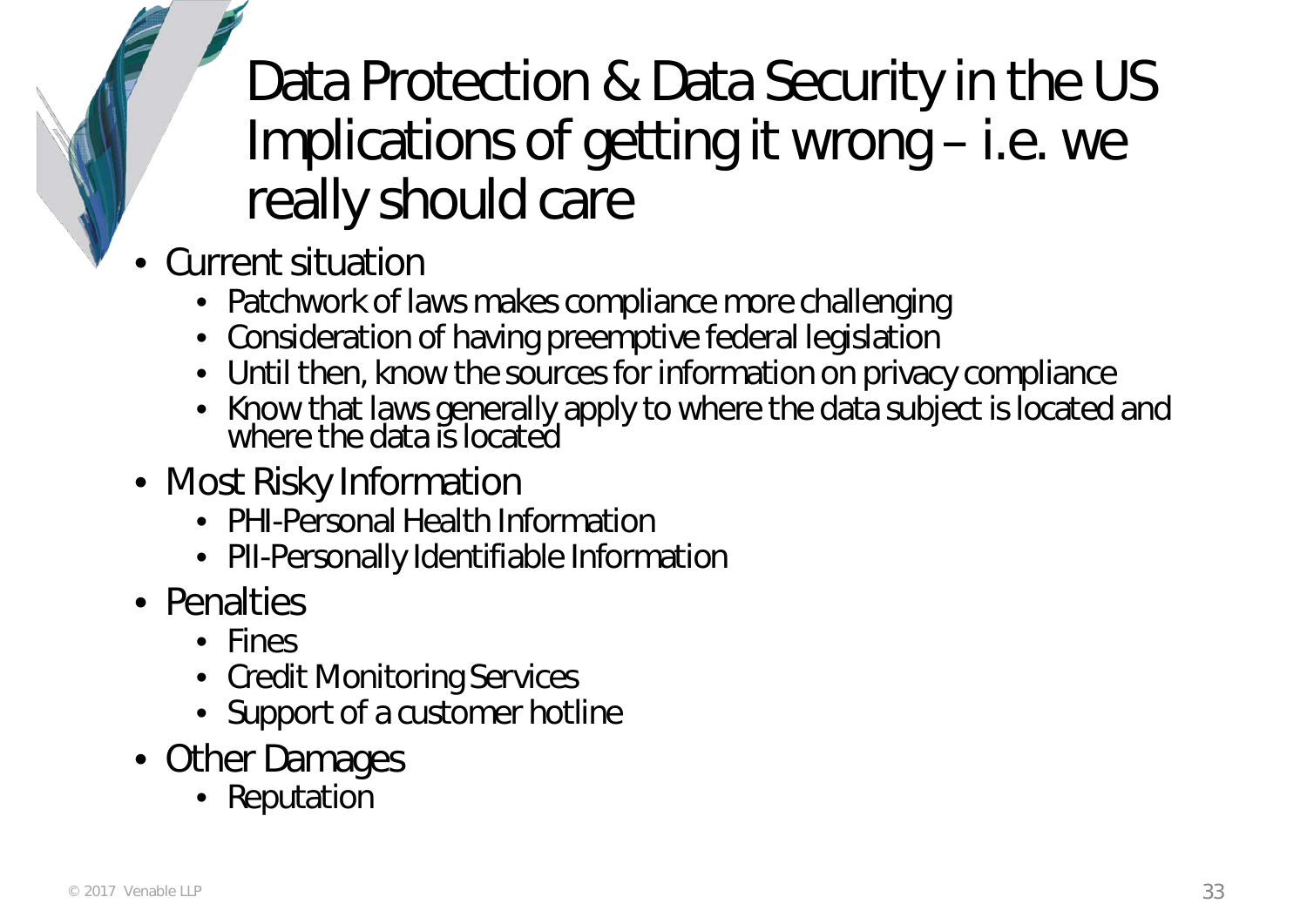# Data Protection & Data Security in the US Implications of getting it wrong – i.e. we really should care

- Current situation
  - Patchwork of laws makes compliance more challenging
  - Consideration of having preemptive federal legislation
  - Until then, know the sources for information on privacy compliance
  - Know that laws generally apply to where the data subject is located and where the data is located
- Most Risky Information
  - PHI-Personal Health Information
  - PII-Personally Identifiable Information
- Penalties
  - Fines
  - Credit Monitoring Services
  - Support of a customer hotline
- Other Damages
  - Reputation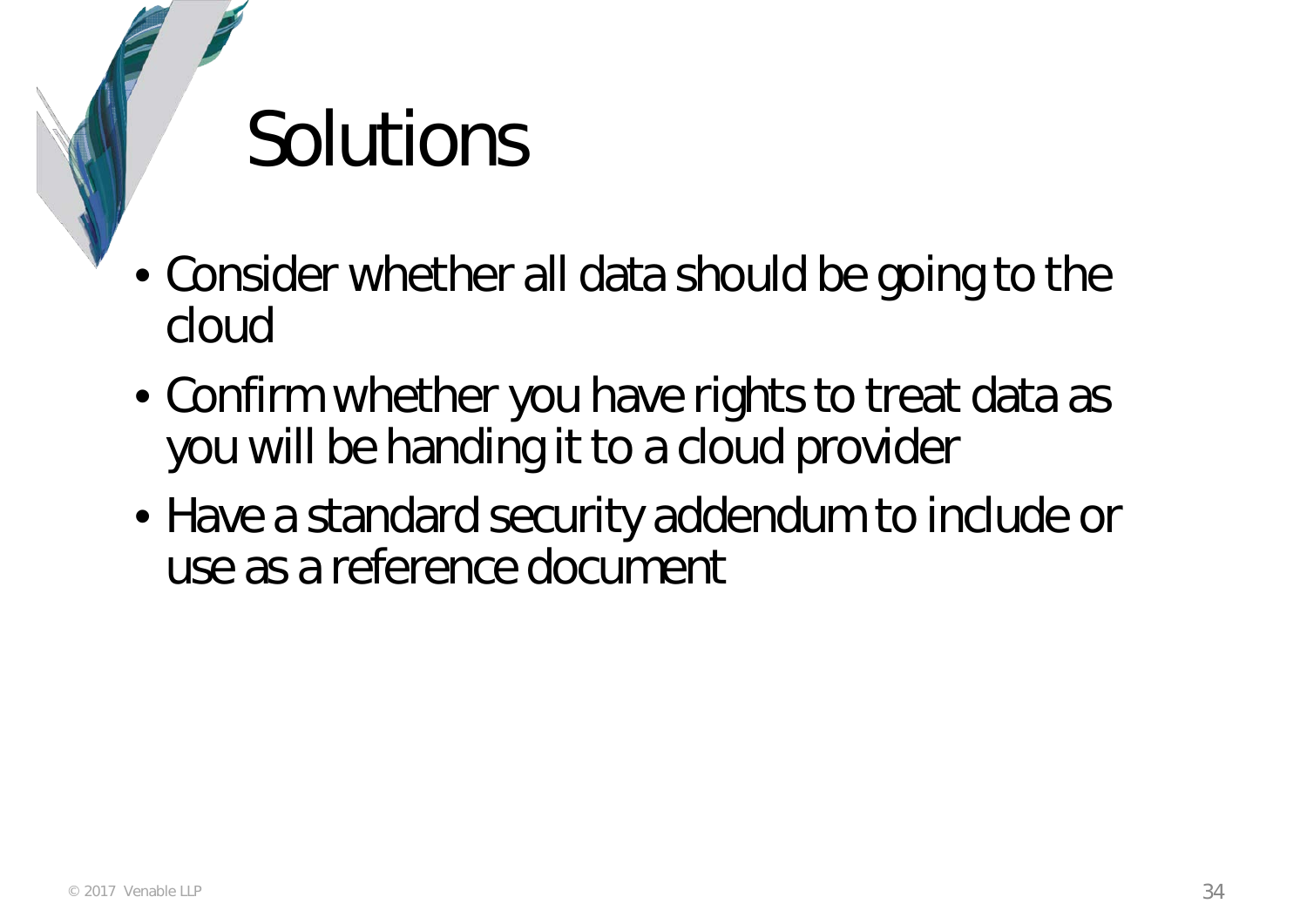# Solutions

- Consider whether all data should be going to the cloud
- Confirm whether you have rights to treat data as you will be handing it to a cloud provider
- Have a standard security addendum to include or use as a reference document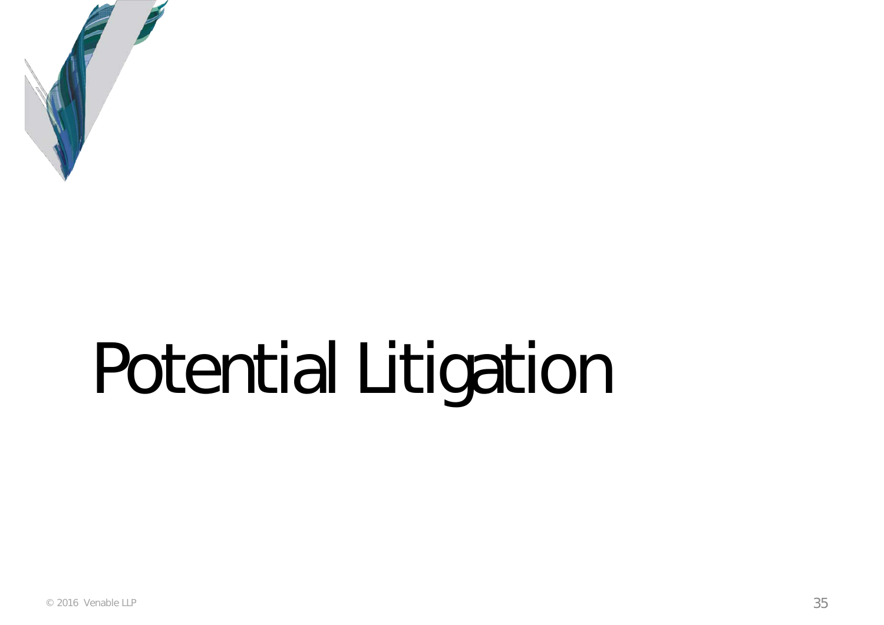# Potential Litigation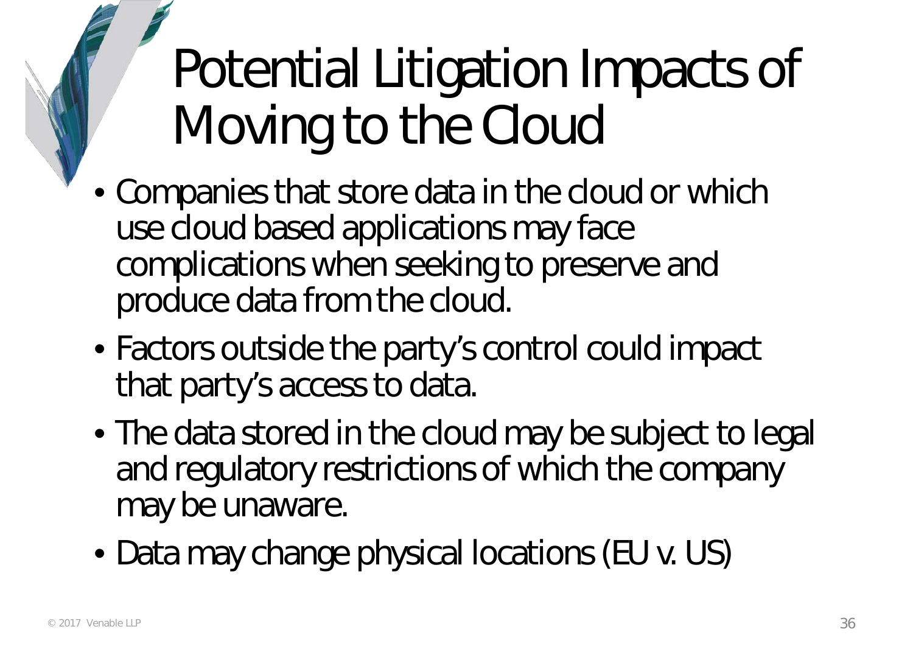# Potential Litigation Impacts of Moving to the Cloud

- Companies that store data in the cloud or which use cloud based applications may face complications when seeking to preserve and produce data from the cloud.
- Factors outside the party's control could impact that party's access to data.
- The data stored in the cloud may be subject to legal and regulatory restrictions of which the company may be unaware.
- Data may change physical locations (EU v. US)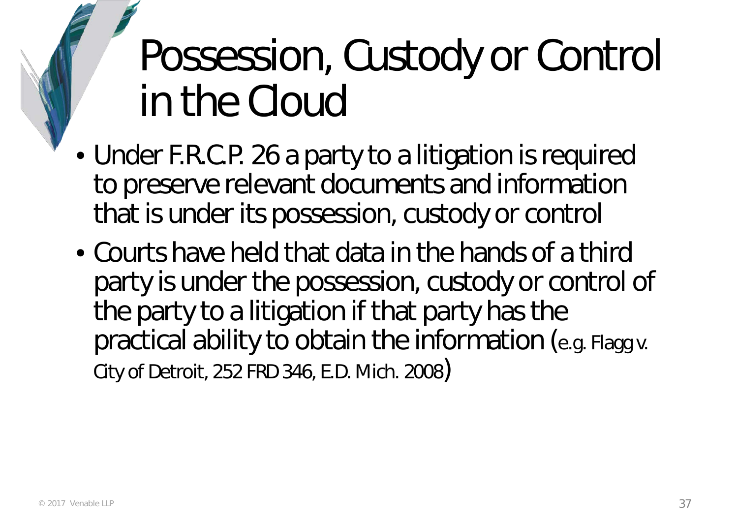# Possession, Custody or Control in the Cloud

- Under F.R.C.P. 26 a party to a litigation is required to preserve relevant documents and information that is under its possession, custody or control
- Courts have held that data in the hands of a third party is under the possession, custody or control of the party to a litigation if that party has the practical ability to obtain the information (e.g. Flagg v. City of Detroit, 252 FRD 346, E.D. Mich. 2008)

© 2017 Venable LLP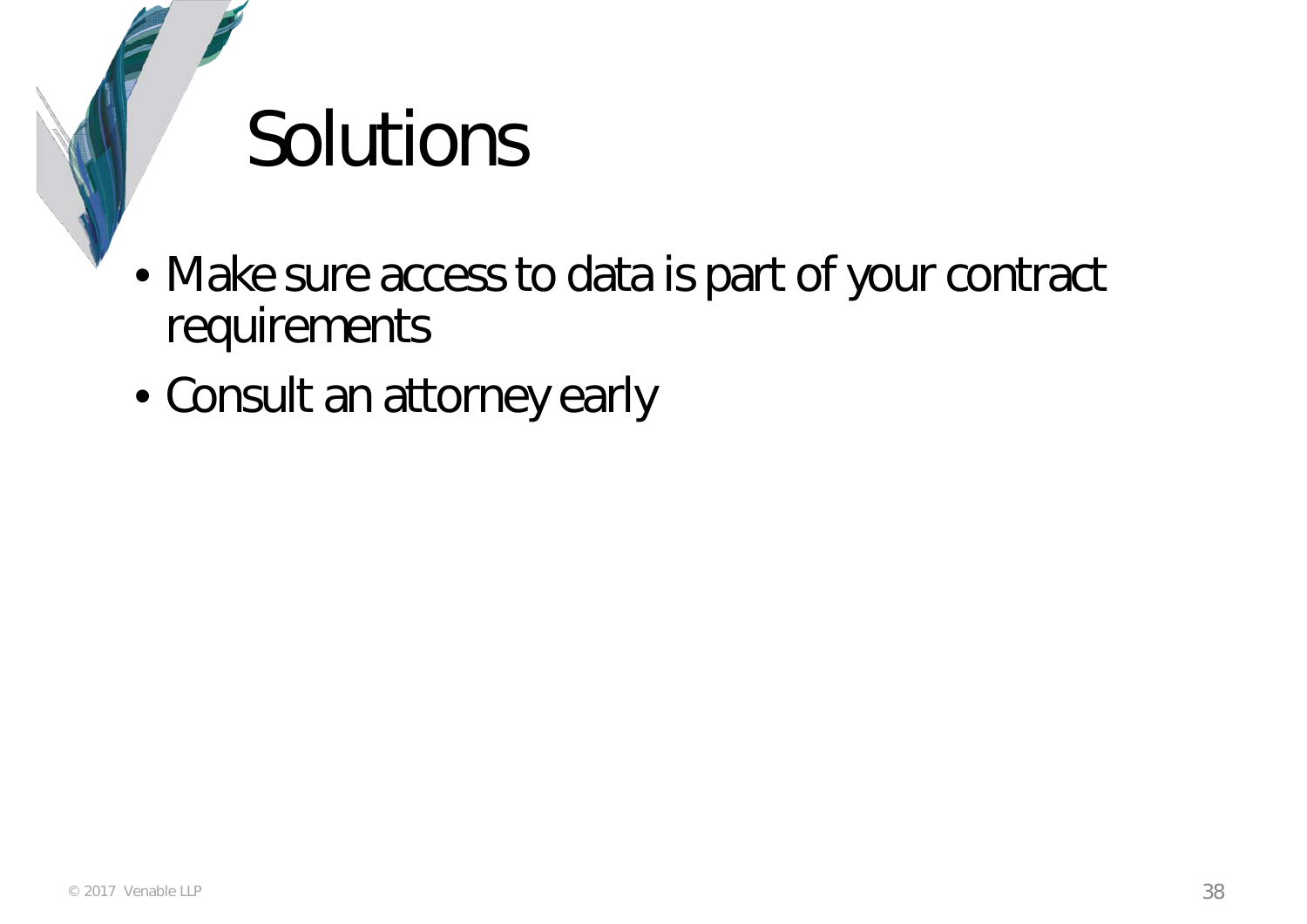# Solutions

- Make sure access to data is part of your contract requirements
- Consult an attorney early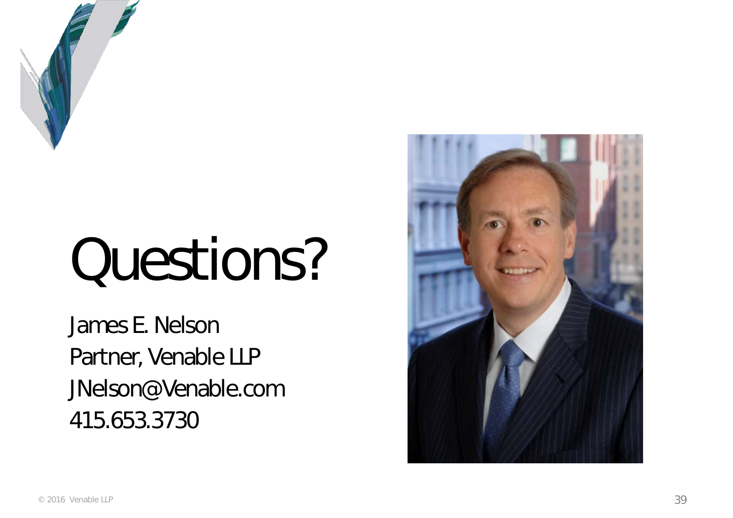# Questions?

James E. Nelson
Partner, Venable LLP
JNelson@Venable.com
415.653.3730

© 2016 Venable LLP